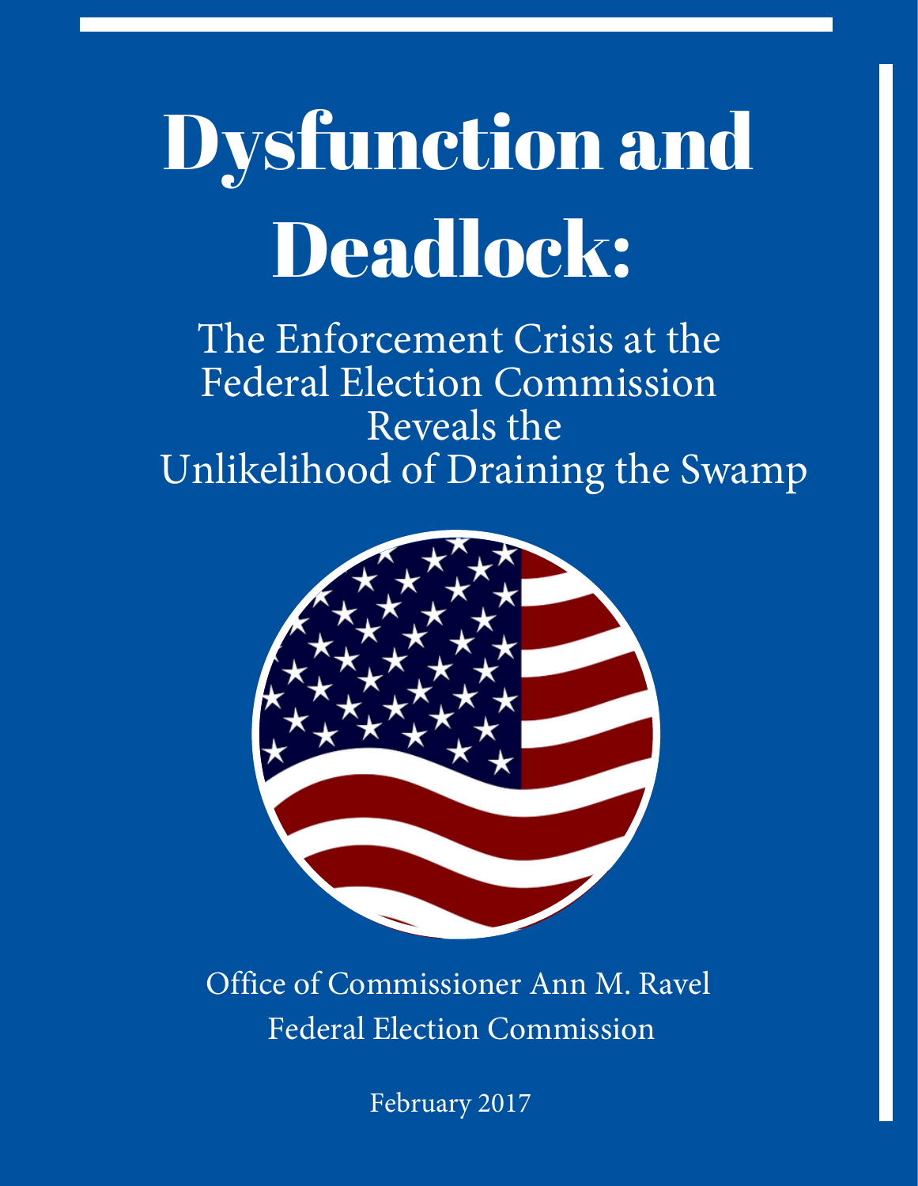# Dysfunction and Deadlock:

The Enforcement Crisis at the Federal Election Commission Reveals the Unlikelihood of Draining the Swamp

Office of Commissioner Ann M. Ravel
Federal Election Commission

February 2017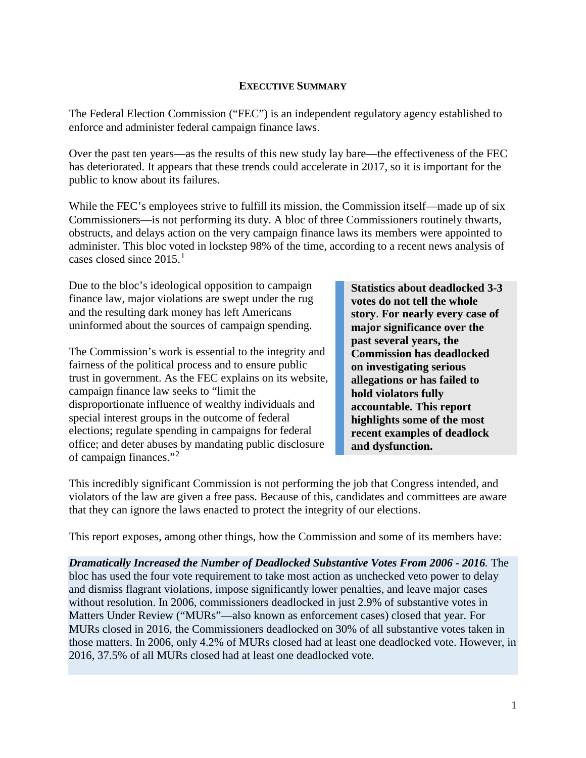## EXECUTIVE SUMMARY

The Federal Election Commission ("FEC") is an independent regulatory agency established to enforce and administer federal campaign finance laws.

Over the past ten years—as the results of this new study lay bare—the effectiveness of the FEC has deteriorated. It appears that these trends could accelerate in 2017, so it is important for the public to know about its failures.

While the FEC's employees strive to fulfill its mission, the Commission itself—made up of six Commissioners—is not performing its duty. A bloc of three Commissioners routinely thwarts, obstructs, and delays action on the very campaign finance laws its members were appointed to administer. This bloc voted in lockstep 98% of the time, according to a recent news analysis of cases closed since 2015.[1]

Due to the bloc's ideological opposition to campaign finance law, major violations are swept under the rug and the resulting dark money has left Americans uninformed about the sources of campaign spending.

The Commission's work is essential to the integrity and fairness of the political process and to ensure public trust in government. As the FEC explains on its website, campaign finance law seeks to "limit the disproportionate influence of wealthy individuals and special interest groups in the outcome of federal elections; regulate spending in campaigns for federal office; and deter abuses by mandating public disclosure of campaign finances."[2]

> **Statistics about deadlocked 3-3 votes do not tell the whole story**. **For nearly every case of major significance over the past several years, the Commission has deadlocked on investigating serious allegations or has failed to hold violators fully accountable. This report highlights some of the most recent examples of deadlock and dysfunction.**

This incredibly significant Commission is not performing the job that Congress intended, and violators of the law are given a free pass. Because of this, candidates and committees are aware that they can ignore the laws enacted to protect the integrity of our elections.

This report exposes, among other things, how the Commission and some of its members have:

***Dramatically Increased the Number of Deadlocked Substantive Votes From 2006 - 2016.*** The bloc has used the four vote requirement to take most action as unchecked veto power to delay and dismiss flagrant violations, impose significantly lower penalties, and leave major cases without resolution. In 2006, commissioners deadlocked in just 2.9% of substantive votes in Matters Under Review ("MURs"—also known as enforcement cases) closed that year. For MURs closed in 2016, the Commissioners deadlocked on 30% of all substantive votes taken in those matters. In 2006, only 4.2% of MURs closed had at least one deadlocked vote. However, in 2016, 37.5% of all MURs closed had at least one deadlocked vote.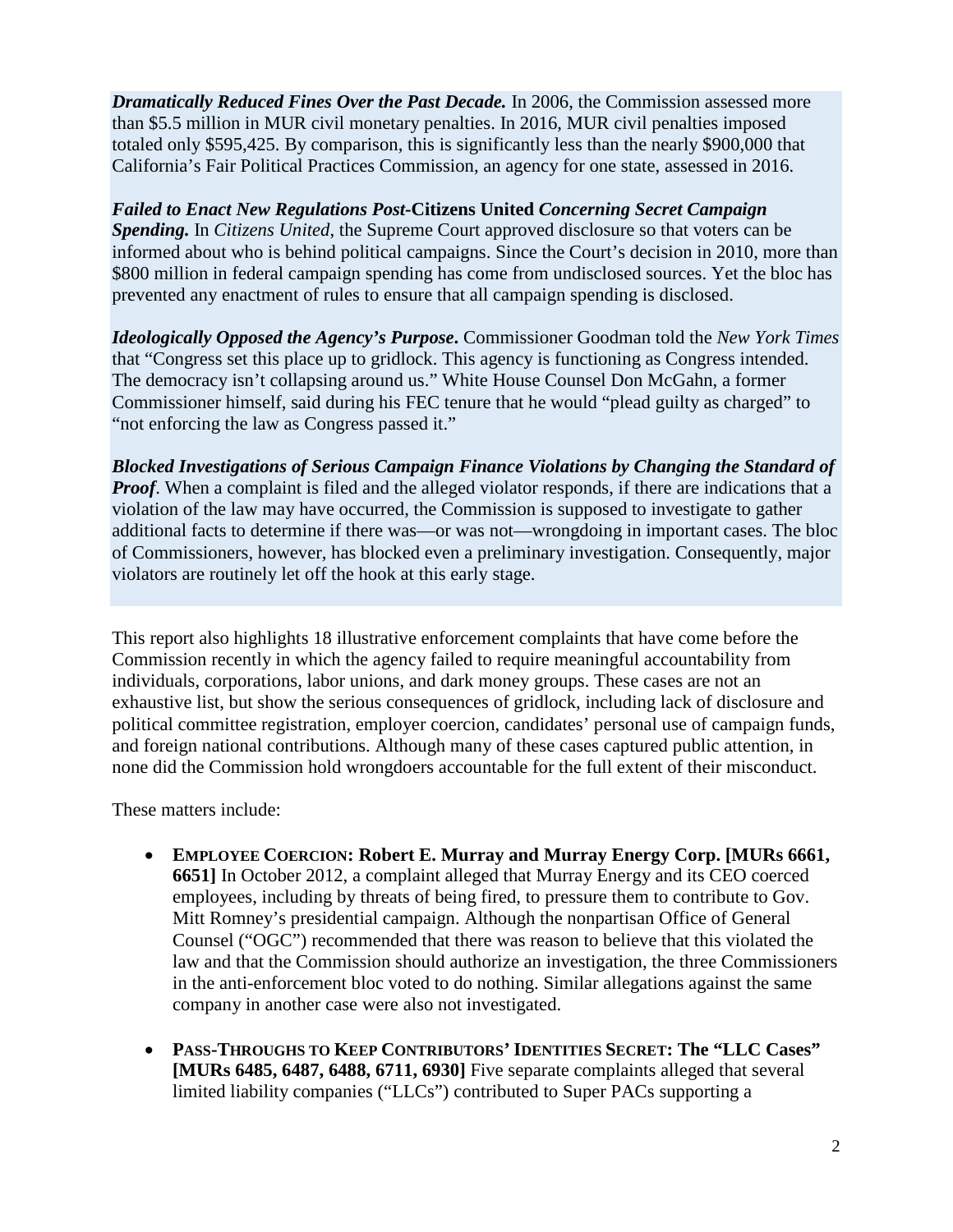***Dramatically Reduced Fines Over the Past Decade.*** In 2006, the Commission assessed more than $5.5 million in MUR civil monetary penalties. In 2016, MUR civil penalties imposed totaled only $595,425. By comparison, this is significantly less than the nearly $900,000 that California's Fair Political Practices Commission, an agency for one state, assessed in 2016.

***Failed to Enact New Regulations Post-*Citizens United *Concerning Secret Campaign Spending.*** In *Citizens United*, the Supreme Court approved disclosure so that voters can be informed about who is behind political campaigns. Since the Court's decision in 2010, more than $800 million in federal campaign spending has come from undisclosed sources. Yet the bloc has prevented any enactment of rules to ensure that all campaign spending is disclosed.

***Ideologically Opposed the Agency's Purpose.*** Commissioner Goodman told the *New York Times* that "Congress set this place up to gridlock. This agency is functioning as Congress intended. The democracy isn't collapsing around us." White House Counsel Don McGahn, a former Commissioner himself, said during his FEC tenure that he would "plead guilty as charged" to "not enforcing the law as Congress passed it."

***Blocked Investigations of Serious Campaign Finance Violations by Changing the Standard of Proof***. When a complaint is filed and the alleged violator responds, if there are indications that a violation of the law may have occurred, the Commission is supposed to investigate to gather additional facts to determine if there was—or was not—wrongdoing in important cases. The bloc of Commissioners, however, has blocked even a preliminary investigation. Consequently, major violators are routinely let off the hook at this early stage.

This report also highlights 18 illustrative enforcement complaints that have come before the Commission recently in which the agency failed to require meaningful accountability from individuals, corporations, labor unions, and dark money groups. These cases are not an exhaustive list, but show the serious consequences of gridlock, including lack of disclosure and political committee registration, employer coercion, candidates' personal use of campaign funds, and foreign national contributions. Although many of these cases captured public attention, in none did the Commission hold wrongdoers accountable for the full extent of their misconduct.

These matters include:

- **EMPLOYEE COERCION: Robert E. Murray and Murray Energy Corp. [MURs 6661, 6651]** In October 2012, a complaint alleged that Murray Energy and its CEO coerced employees, including by threats of being fired, to pressure them to contribute to Gov. Mitt Romney's presidential campaign. Although the nonpartisan Office of General Counsel ("OGC") recommended that there was reason to believe that this violated the law and that the Commission should authorize an investigation, the three Commissioners in the anti-enforcement bloc voted to do nothing. Similar allegations against the same company in another case were also not investigated.

- **PASS-THROUGHS TO KEEP CONTRIBUTORS' IDENTITIES SECRET: The "LLC Cases" [MURs 6485, 6487, 6488, 6711, 6930]** Five separate complaints alleged that several limited liability companies ("LLCs") contributed to Super PACs supporting a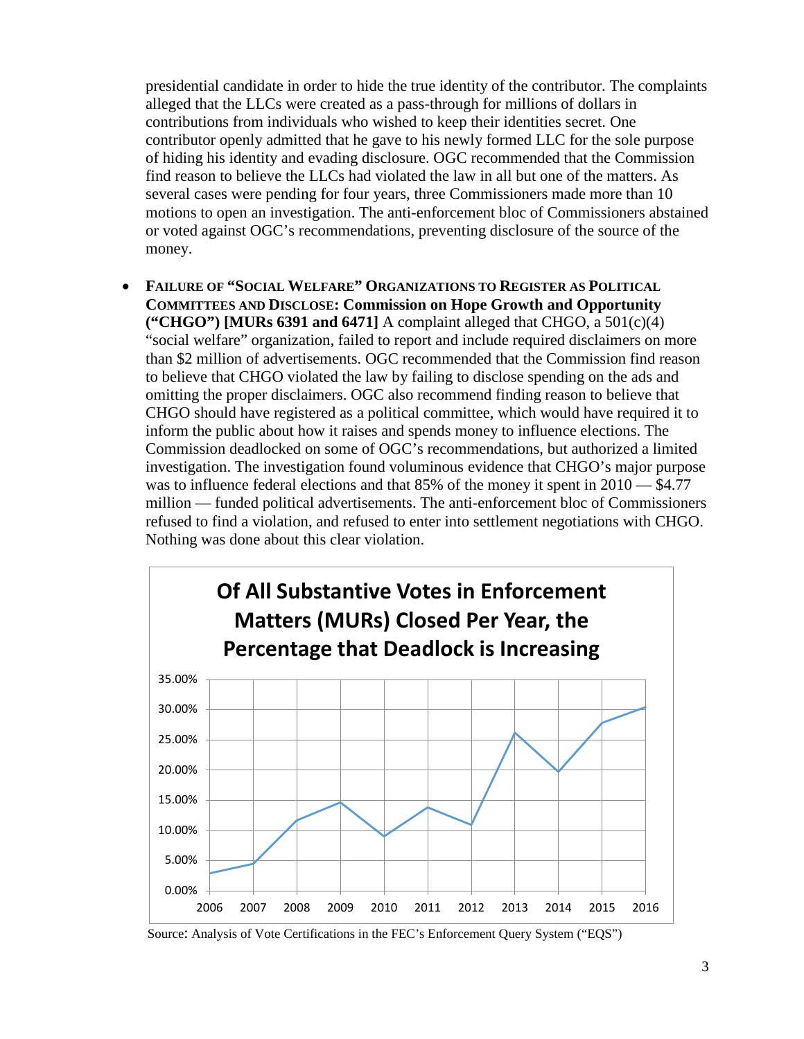presidential candidate in order to hide the true identity of the contributor. The complaints alleged that the LLCs were created as a pass-through for millions of dollars in contributions from individuals who wished to keep their identities secret. One contributor openly admitted that he gave to his newly formed LLC for the sole purpose of hiding his identity and evading disclosure. OGC recommended that the Commission find reason to believe the LLCs had violated the law in all but one of the matters. As several cases were pending for four years, three Commissioners made more than 10 motions to open an investigation. The anti-enforcement bloc of Commissioners abstained or voted against OGC's recommendations, preventing disclosure of the source of the money.

- **FAILURE OF "SOCIAL WELFARE" ORGANIZATIONS TO REGISTER AS POLITICAL COMMITTEES AND DISCLOSE: Commission on Hope Growth and Opportunity ("CHGO") [MURs 6391 and 6471]** A complaint alleged that CHGO, a 501(c)(4) "social welfare" organization, failed to report and include required disclaimers on more than $2 million of advertisements. OGC recommended that the Commission find reason to believe that CHGO violated the law by failing to disclose spending on the ads and omitting the proper disclaimers. OGC also recommend finding reason to believe that CHGO should have registered as a political committee, which would have required it to inform the public about how it raises and spends money to influence elections. The Commission deadlocked on some of OGC's recommendations, but authorized a limited investigation. The investigation found voluminous evidence that CHGO's major purpose was to influence federal elections and that 85% of the money it spent in 2010 — $4.77 million — funded political advertisements. The anti-enforcement bloc of Commissioners refused to find a violation, and refused to enter into settlement negotiations with CHGO. Nothing was done about this clear violation.

**Of All Substantive Votes in Enforcement Matters (MURs) Closed Per Year, the Percentage that Deadlock is Increasing**

Source: Analysis of Vote Certifications in the FEC's Enforcement Query System ("EQS")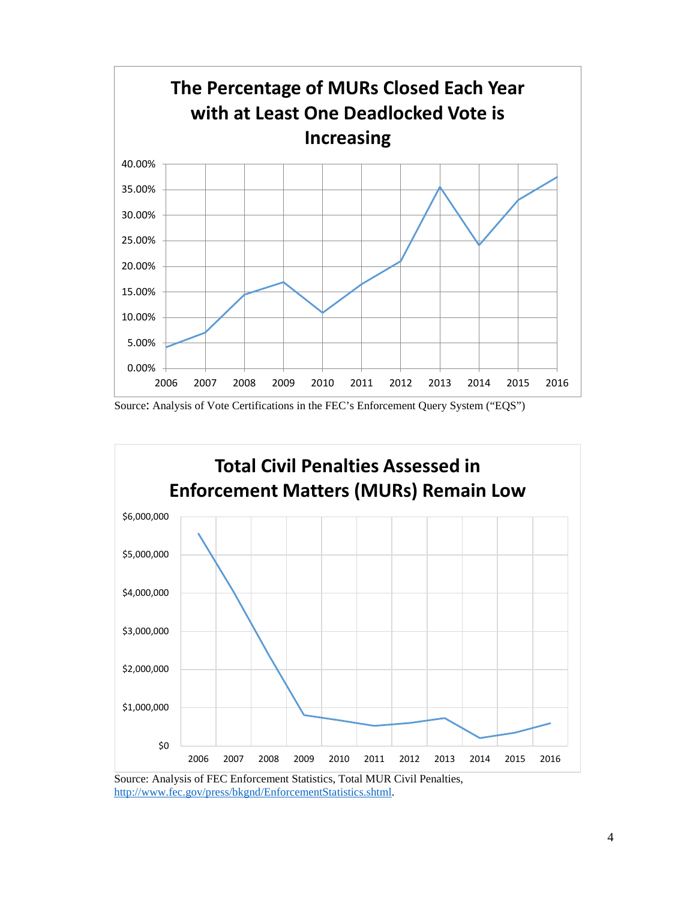**The Percentage of MURs Closed Each Year with at Least One Deadlocked Vote is Increasing**

Source: Analysis of Vote Certifications in the FEC's Enforcement Query System ("EQS")

**Total Civil Penalties Assessed in Enforcement Matters (MURs) Remain Low**

Source: Analysis of FEC Enforcement Statistics, Total MUR Civil Penalties, [http://www.fec.gov/press/bkgnd/EnforcementStatistics.shtml](http://www.fec.gov/press/bkgnd/EnforcementStatistics.shtml).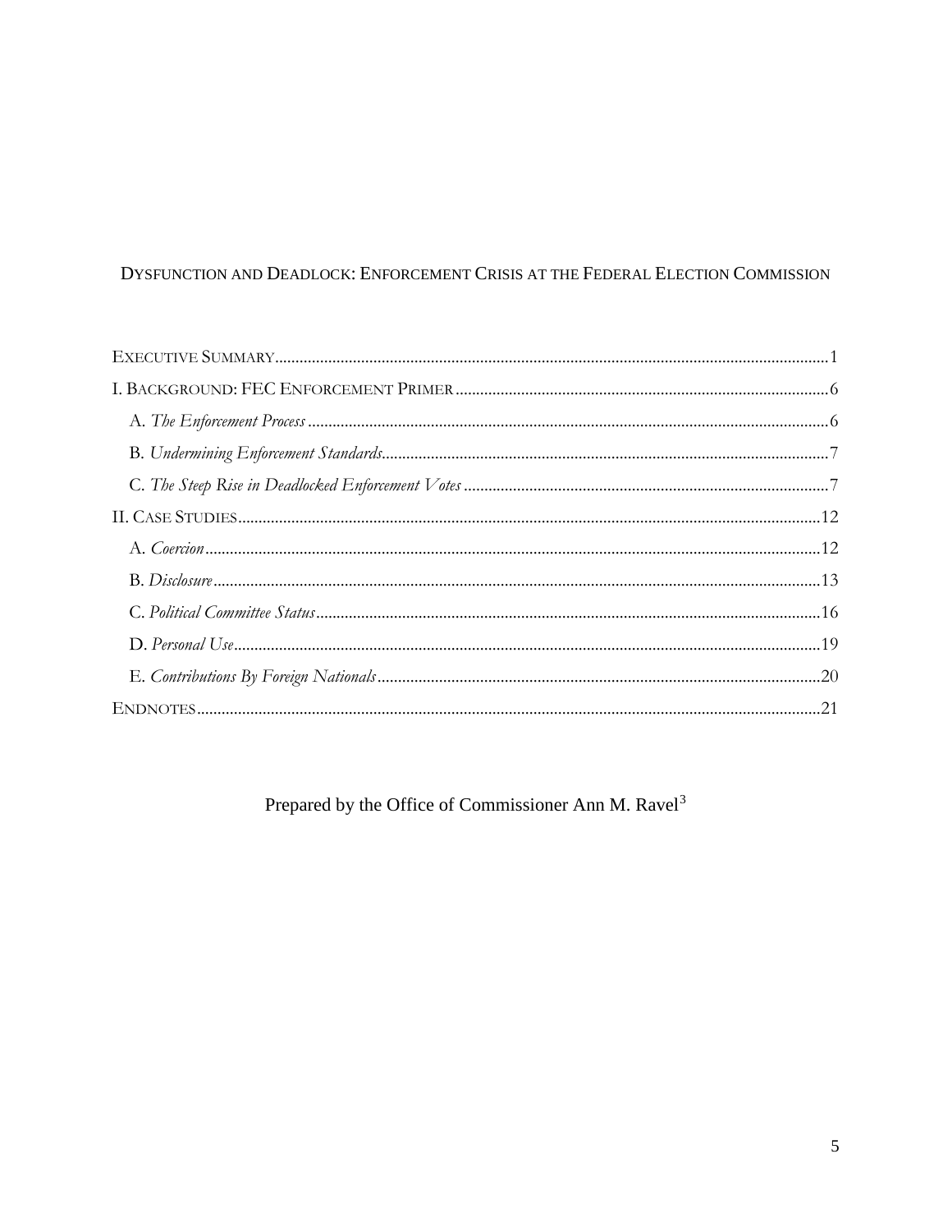DYSFUNCTION AND DEADLOCK: ENFORCEMENT CRISIS AT THE FEDERAL ELECTION COMMISSION

EXECUTIVE SUMMARY .....................................................................................................1

I. BACKGROUND: FEC ENFORCEMENT PRIMER ..............................................................6

A. *The Enforcement Process* ...........................................................................................6

B. *Undermining Enforcement Standards*..........................................................................7

C. *The Steep Rise in Deadlocked Enforcement Votes* ........................................................7

II. CASE STUDIES ............................................................................................................12

A. *Coercion* ...................................................................................................................12

B. *Disclosure* .................................................................................................................13

C. *Political Committee Status* ..........................................................................................16

D. *Personal Use* ..............................................................................................................19

E. *Contributions By Foreign Nationals* ............................................................................20

ENDNOTES ......................................................................................................................21

Prepared by the Office of Commissioner Ann M. Ravel[3]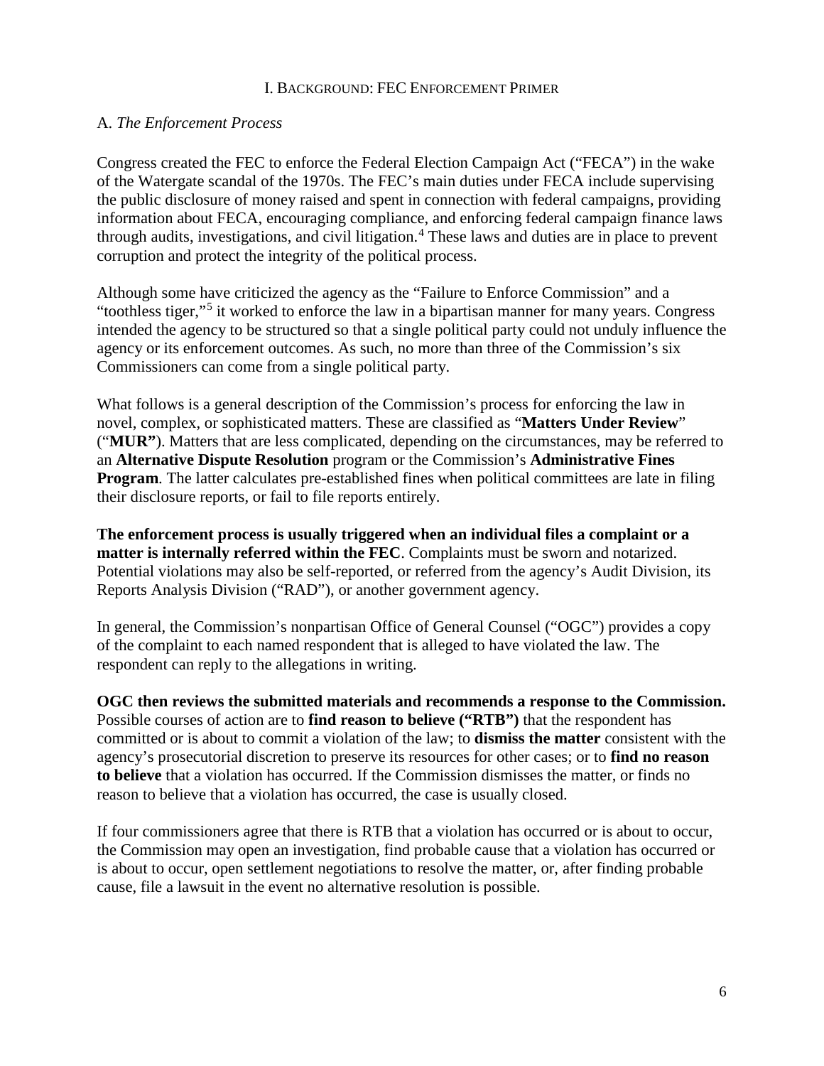# I. Background: FEC Enforcement Primer

## A. *The Enforcement Process*

Congress created the FEC to enforce the Federal Election Campaign Act ("FECA") in the wake of the Watergate scandal of the 1970s. The FEC's main duties under FECA include supervising the public disclosure of money raised and spent in connection with federal campaigns, providing information about FECA, encouraging compliance, and enforcing federal campaign finance laws through audits, investigations, and civil litigation.[4] These laws and duties are in place to prevent corruption and protect the integrity of the political process.

Although some have criticized the agency as the "Failure to Enforce Commission" and a "toothless tiger,"[5] it worked to enforce the law in a bipartisan manner for many years. Congress intended the agency to be structured so that a single political party could not unduly influence the agency or its enforcement outcomes. As such, no more than three of the Commission's six Commissioners can come from a single political party.

What follows is a general description of the Commission's process for enforcing the law in novel, complex, or sophisticated matters. These are classified as "**Matters Under Review**" ("**MUR"**). Matters that are less complicated, depending on the circumstances, may be referred to an **Alternative Dispute Resolution** program or the Commission's **Administrative Fines Program**. The latter calculates pre-established fines when political committees are late in filing their disclosure reports, or fail to file reports entirely.

**The enforcement process is usually triggered when an individual files a complaint or a matter is internally referred within the FEC**. Complaints must be sworn and notarized. Potential violations may also be self-reported, or referred from the agency's Audit Division, its Reports Analysis Division ("RAD"), or another government agency.

In general, the Commission's nonpartisan Office of General Counsel ("OGC") provides a copy of the complaint to each named respondent that is alleged to have violated the law. The respondent can reply to the allegations in writing.

**OGC then reviews the submitted materials and recommends a response to the Commission.** Possible courses of action are to **find reason to believe ("RTB")** that the respondent has committed or is about to commit a violation of the law; to **dismiss the matter** consistent with the agency's prosecutorial discretion to preserve its resources for other cases; or to **find no reason to believe** that a violation has occurred. If the Commission dismisses the matter, or finds no reason to believe that a violation has occurred, the case is usually closed.

If four commissioners agree that there is RTB that a violation has occurred or is about to occur, the Commission may open an investigation, find probable cause that a violation has occurred or is about to occur, open settlement negotiations to resolve the matter, or, after finding probable cause, file a lawsuit in the event no alternative resolution is possible.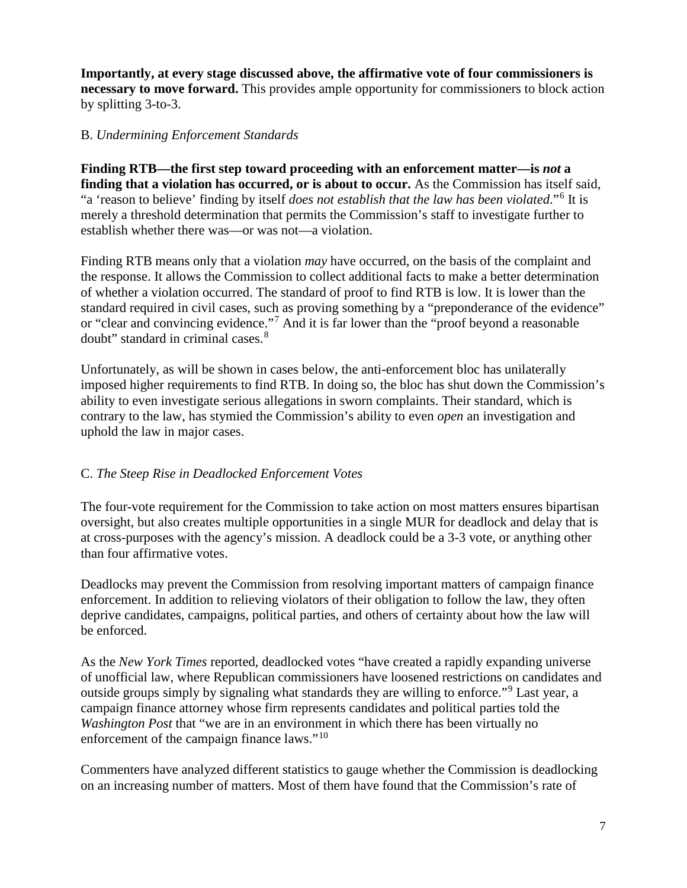**Importantly, at every stage discussed above, the affirmative vote of four commissioners is necessary to move forward.** This provides ample opportunity for commissioners to block action by splitting 3-to-3.

B. *Undermining Enforcement Standards*

**Finding RTB—the first step toward proceeding with an enforcement matter—is *not* a finding that a violation has occurred, or is about to occur.** As the Commission has itself said, "a 'reason to believe' finding by itself *does not establish that the law has been violated*."[6] It is merely a threshold determination that permits the Commission's staff to investigate further to establish whether there was—or was not—a violation.

Finding RTB means only that a violation *may* have occurred, on the basis of the complaint and the response. It allows the Commission to collect additional facts to make a better determination of whether a violation occurred. The standard of proof to find RTB is low. It is lower than the standard required in civil cases, such as proving something by a "preponderance of the evidence" or "clear and convincing evidence."[7] And it is far lower than the "proof beyond a reasonable doubt" standard in criminal cases.[8]

Unfortunately, as will be shown in cases below, the anti-enforcement bloc has unilaterally imposed higher requirements to find RTB. In doing so, the bloc has shut down the Commission's ability to even investigate serious allegations in sworn complaints. Their standard, which is contrary to the law, has stymied the Commission's ability to even *open* an investigation and uphold the law in major cases.

C. *The Steep Rise in Deadlocked Enforcement Votes*

The four-vote requirement for the Commission to take action on most matters ensures bipartisan oversight, but also creates multiple opportunities in a single MUR for deadlock and delay that is at cross-purposes with the agency's mission. A deadlock could be a 3-3 vote, or anything other than four affirmative votes.

Deadlocks may prevent the Commission from resolving important matters of campaign finance enforcement. In addition to relieving violators of their obligation to follow the law, they often deprive candidates, campaigns, political parties, and others of certainty about how the law will be enforced.

As the *New York Times* reported, deadlocked votes "have created a rapidly expanding universe of unofficial law, where Republican commissioners have loosened restrictions on candidates and outside groups simply by signaling what standards they are willing to enforce."[9] Last year, a campaign finance attorney whose firm represents candidates and political parties told the *Washington Post* that "we are in an environment in which there has been virtually no enforcement of the campaign finance laws."[10]

Commenters have analyzed different statistics to gauge whether the Commission is deadlocking on an increasing number of matters. Most of them have found that the Commission's rate of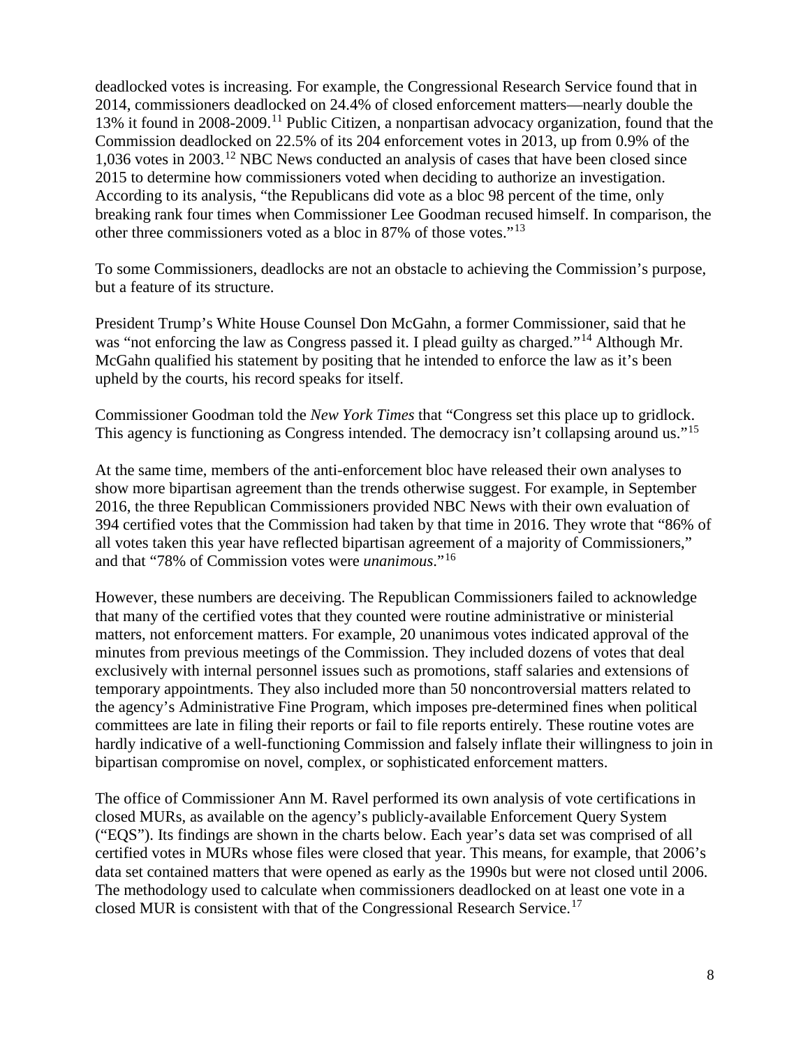deadlocked votes is increasing. For example, the Congressional Research Service found that in 2014, commissioners deadlocked on 24.4% of closed enforcement matters—nearly double the 13% it found in 2008-2009.[11] Public Citizen, a nonpartisan advocacy organization, found that the Commission deadlocked on 22.5% of its 204 enforcement votes in 2013, up from 0.9% of the 1,036 votes in 2003.[12] NBC News conducted an analysis of cases that have been closed since 2015 to determine how commissioners voted when deciding to authorize an investigation. According to its analysis, "the Republicans did vote as a bloc 98 percent of the time, only breaking rank four times when Commissioner Lee Goodman recused himself. In comparison, the other three commissioners voted as a bloc in 87% of those votes."[13]

To some Commissioners, deadlocks are not an obstacle to achieving the Commission's purpose, but a feature of its structure.

President Trump's White House Counsel Don McGahn, a former Commissioner, said that he was "not enforcing the law as Congress passed it. I plead guilty as charged."[14] Although Mr. McGahn qualified his statement by positing that he intended to enforce the law as it's been upheld by the courts, his record speaks for itself.

Commissioner Goodman told the *New York Times* that "Congress set this place up to gridlock. This agency is functioning as Congress intended. The democracy isn't collapsing around us."[15]

At the same time, members of the anti-enforcement bloc have released their own analyses to show more bipartisan agreement than the trends otherwise suggest. For example, in September 2016, the three Republican Commissioners provided NBC News with their own evaluation of 394 certified votes that the Commission had taken by that time in 2016. They wrote that "86% of all votes taken this year have reflected bipartisan agreement of a majority of Commissioners," and that "78% of Commission votes were *unanimous*."[16]

However, these numbers are deceiving. The Republican Commissioners failed to acknowledge that many of the certified votes that they counted were routine administrative or ministerial matters, not enforcement matters. For example, 20 unanimous votes indicated approval of the minutes from previous meetings of the Commission. They included dozens of votes that deal exclusively with internal personnel issues such as promotions, staff salaries and extensions of temporary appointments. They also included more than 50 noncontroversial matters related to the agency's Administrative Fine Program, which imposes pre-determined fines when political committees are late in filing their reports or fail to file reports entirely. These routine votes are hardly indicative of a well-functioning Commission and falsely inflate their willingness to join in bipartisan compromise on novel, complex, or sophisticated enforcement matters.

The office of Commissioner Ann M. Ravel performed its own analysis of vote certifications in closed MURs, as available on the agency's publicly-available Enforcement Query System ("EQS"). Its findings are shown in the charts below. Each year's data set was comprised of all certified votes in MURs whose files were closed that year. This means, for example, that 2006's data set contained matters that were opened as early as the 1990s but were not closed until 2006. The methodology used to calculate when commissioners deadlocked on at least one vote in a closed MUR is consistent with that of the Congressional Research Service.[17]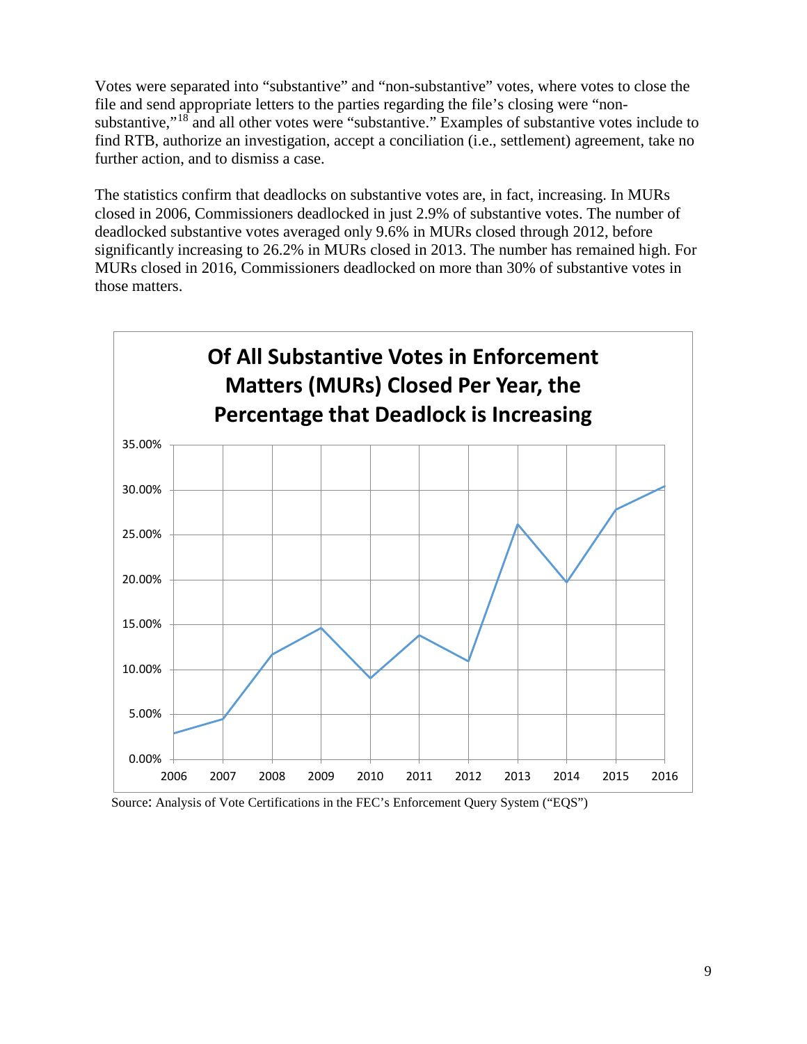Votes were separated into "substantive" and "non-substantive" votes, where votes to close the file and send appropriate letters to the parties regarding the file's closing were "non-substantive,"[18] and all other votes were "substantive." Examples of substantive votes include to find RTB, authorize an investigation, accept a conciliation (i.e., settlement) agreement, take no further action, and to dismiss a case.

The statistics confirm that deadlocks on substantive votes are, in fact, increasing. In MURs closed in 2006, Commissioners deadlocked in just 2.9% of substantive votes. The number of deadlocked substantive votes averaged only 9.6% in MURs closed through 2012, before significantly increasing to 26.2% in MURs closed in 2013. The number has remained high. For MURs closed in 2016, Commissioners deadlocked on more than 30% of substantive votes in those matters.

**Of All Substantive Votes in Enforcement Matters (MURs) Closed Per Year, the Percentage that Deadlock is Increasing**

Source: Analysis of Vote Certifications in the FEC's Enforcement Query System ("EQS")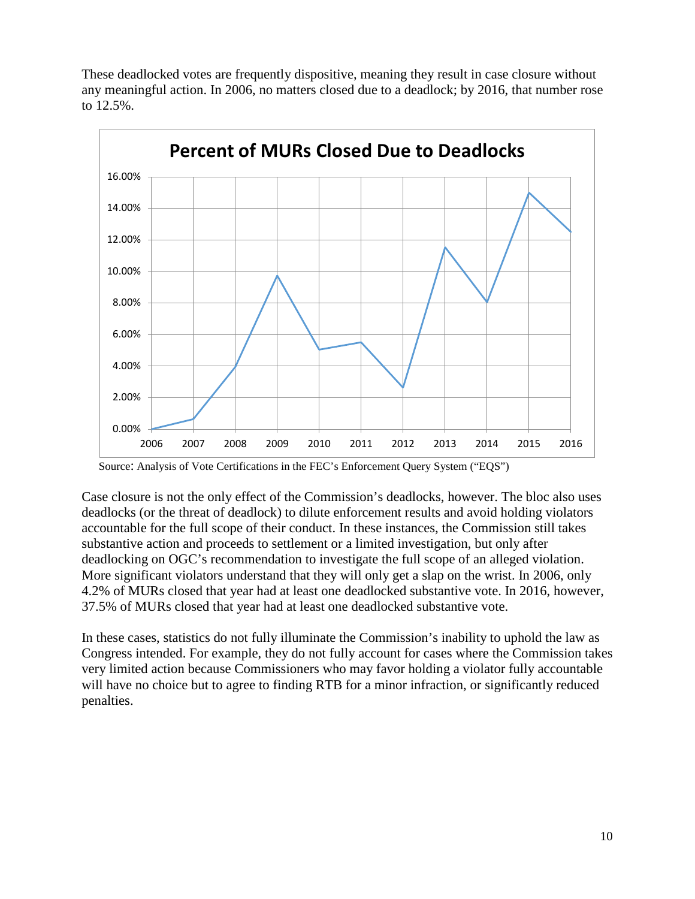These deadlocked votes are frequently dispositive, meaning they result in case closure without any meaningful action. In 2006, no matters closed due to a deadlock; by 2016, that number rose to 12.5%.

**Percent of MURs Closed Due to Deadlocks**

Source: Analysis of Vote Certifications in the FEC's Enforcement Query System ("EQS")

Case closure is not the only effect of the Commission's deadlocks, however. The bloc also uses deadlocks (or the threat of deadlock) to dilute enforcement results and avoid holding violators accountable for the full scope of their conduct. In these instances, the Commission still takes substantive action and proceeds to settlement or a limited investigation, but only after deadlocking on OGC's recommendation to investigate the full scope of an alleged violation. More significant violators understand that they will only get a slap on the wrist. In 2006, only 4.2% of MURs closed that year had at least one deadlocked substantive vote. In 2016, however, 37.5% of MURs closed that year had at least one deadlocked substantive vote.

In these cases, statistics do not fully illuminate the Commission's inability to uphold the law as Congress intended. For example, they do not fully account for cases where the Commission takes very limited action because Commissioners who may favor holding a violator fully accountable will have no choice but to agree to finding RTB for a minor infraction, or significantly reduced penalties.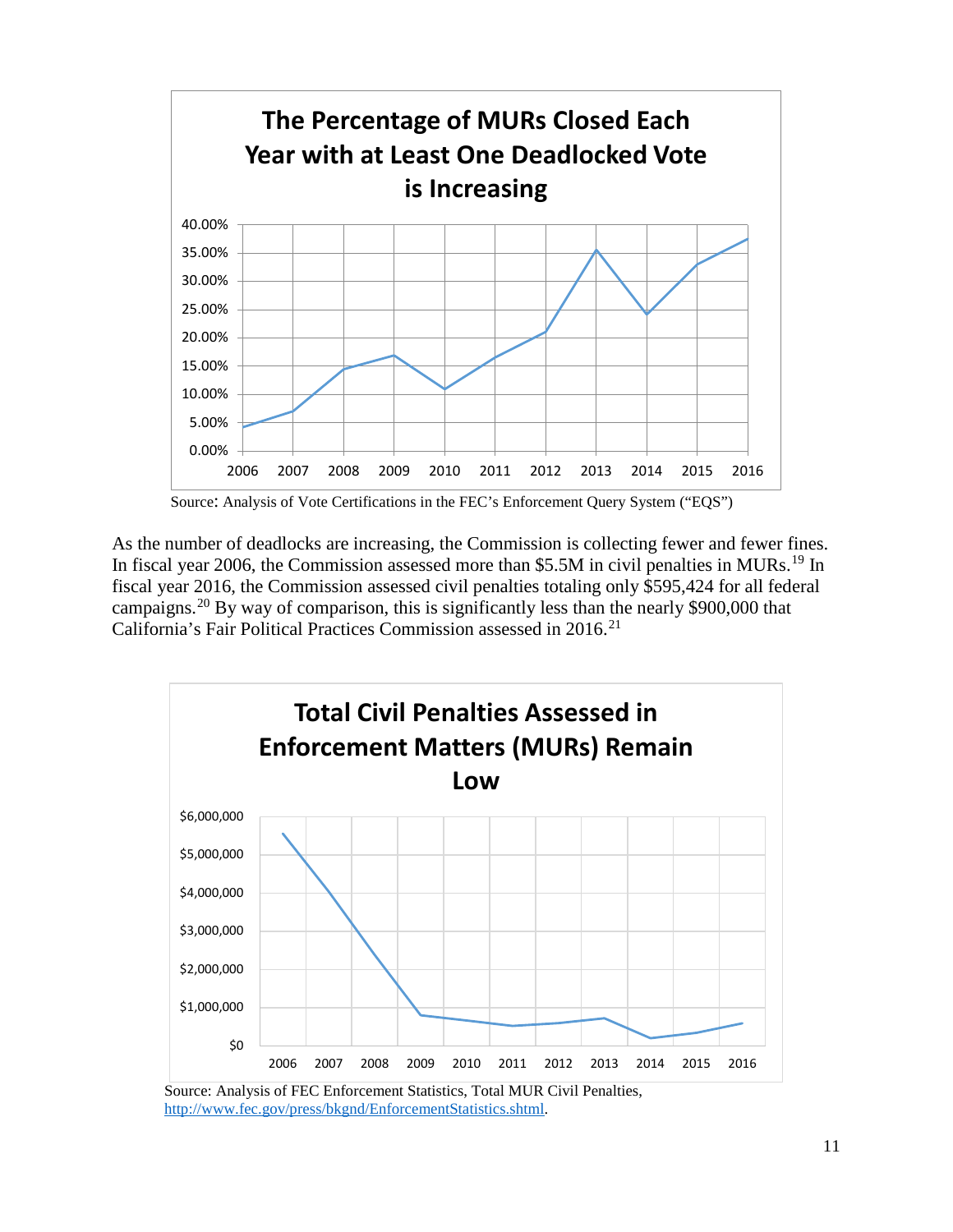**The Percentage of MURs Closed Each Year with at Least One Deadlocked Vote is Increasing**

Source: Analysis of Vote Certifications in the FEC's Enforcement Query System ("EQS")

As the number of deadlocks are increasing, the Commission is collecting fewer and fewer fines. In fiscal year 2006, the Commission assessed more than $5.5M in civil penalties in MURs.[19] In fiscal year 2016, the Commission assessed civil penalties totaling only $595,424 for all federal campaigns.[20] By way of comparison, this is significantly less than the nearly $900,000 that California's Fair Political Practices Commission assessed in 2016.[21]

**Total Civil Penalties Assessed in Enforcement Matters (MURs) Remain Low**

Source: Analysis of FEC Enforcement Statistics, Total MUR Civil Penalties, http://www.fec.gov/press/bkgnd/EnforcementStatistics.shtml.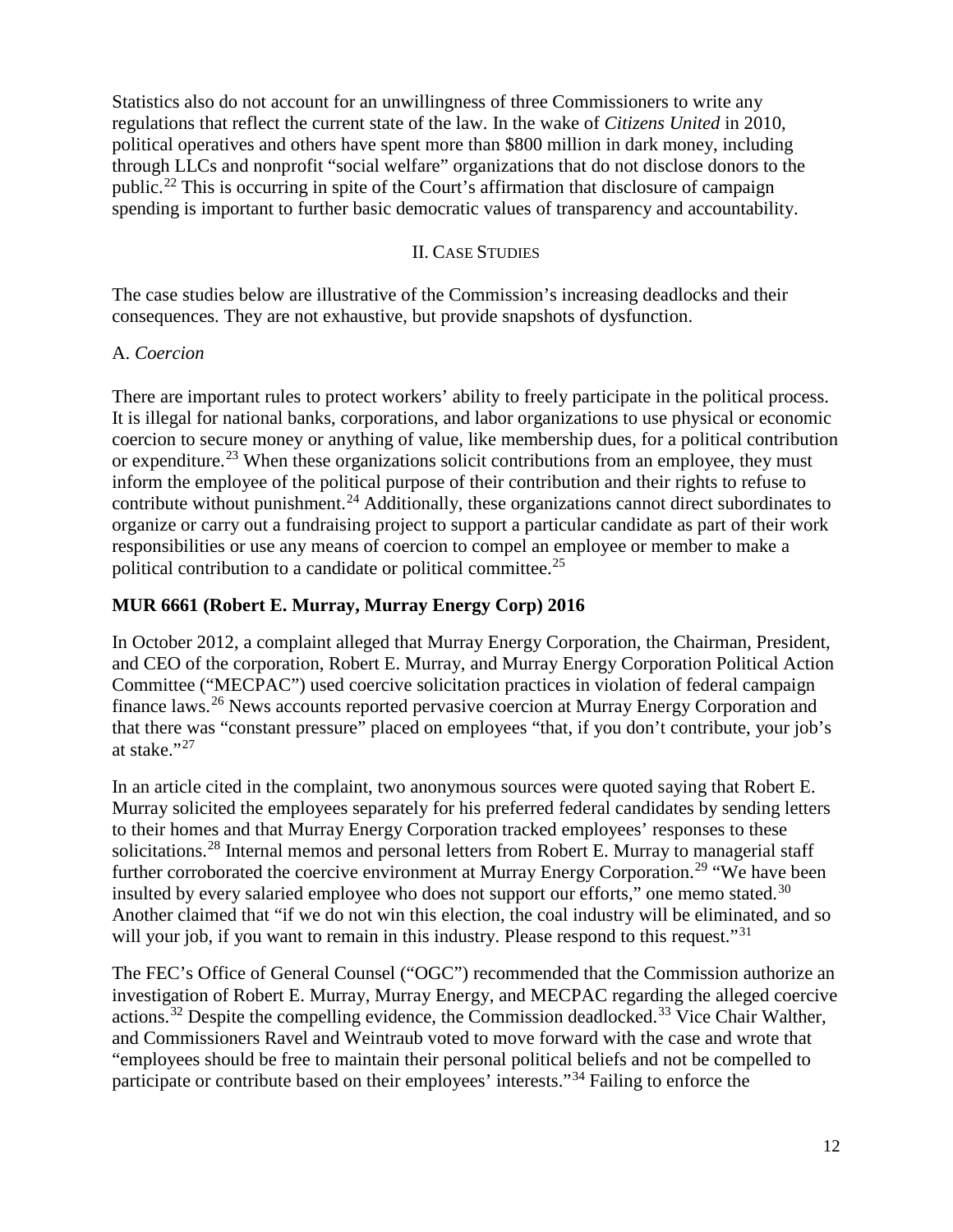Statistics also do not account for an unwillingness of three Commissioners to write any regulations that reflect the current state of the law. In the wake of *Citizens United* in 2010, political operatives and others have spent more than $800 million in dark money, including through LLCs and nonprofit "social welfare" organizations that do not disclose donors to the public.[22] This is occurring in spite of the Court's affirmation that disclosure of campaign spending is important to further basic democratic values of transparency and accountability.

## II. Case Studies

The case studies below are illustrative of the Commission's increasing deadlocks and their consequences. They are not exhaustive, but provide snapshots of dysfunction.

### A. *Coercion*

There are important rules to protect workers' ability to freely participate in the political process. It is illegal for national banks, corporations, and labor organizations to use physical or economic coercion to secure money or anything of value, like membership dues, for a political contribution or expenditure.[23] When these organizations solicit contributions from an employee, they must inform the employee of the political purpose of their contribution and their rights to refuse to contribute without punishment.[24] Additionally, these organizations cannot direct subordinates to organize or carry out a fundraising project to support a particular candidate as part of their work responsibilities or use any means of coercion to compel an employee or member to make a political contribution to a candidate or political committee.[25]

**MUR 6661 (Robert E. Murray, Murray Energy Corp) 2016**

In October 2012, a complaint alleged that Murray Energy Corporation, the Chairman, President, and CEO of the corporation, Robert E. Murray, and Murray Energy Corporation Political Action Committee ("MECPAC") used coercive solicitation practices in violation of federal campaign finance laws.[26] News accounts reported pervasive coercion at Murray Energy Corporation and that there was "constant pressure" placed on employees "that, if you don't contribute, your job's at stake."[27]

In an article cited in the complaint, two anonymous sources were quoted saying that Robert E. Murray solicited the employees separately for his preferred federal candidates by sending letters to their homes and that Murray Energy Corporation tracked employees' responses to these solicitations.[28] Internal memos and personal letters from Robert E. Murray to managerial staff further corroborated the coercive environment at Murray Energy Corporation.[29] "We have been insulted by every salaried employee who does not support our efforts," one memo stated.[30] Another claimed that "if we do not win this election, the coal industry will be eliminated, and so will your job, if you want to remain in this industry. Please respond to this request."[31]

The FEC's Office of General Counsel ("OGC") recommended that the Commission authorize an investigation of Robert E. Murray, Murray Energy, and MECPAC regarding the alleged coercive actions.[32] Despite the compelling evidence, the Commission deadlocked.[33] Vice Chair Walther, and Commissioners Ravel and Weintraub voted to move forward with the case and wrote that "employees should be free to maintain their personal political beliefs and not be compelled to participate or contribute based on their employees' interests."[34] Failing to enforce the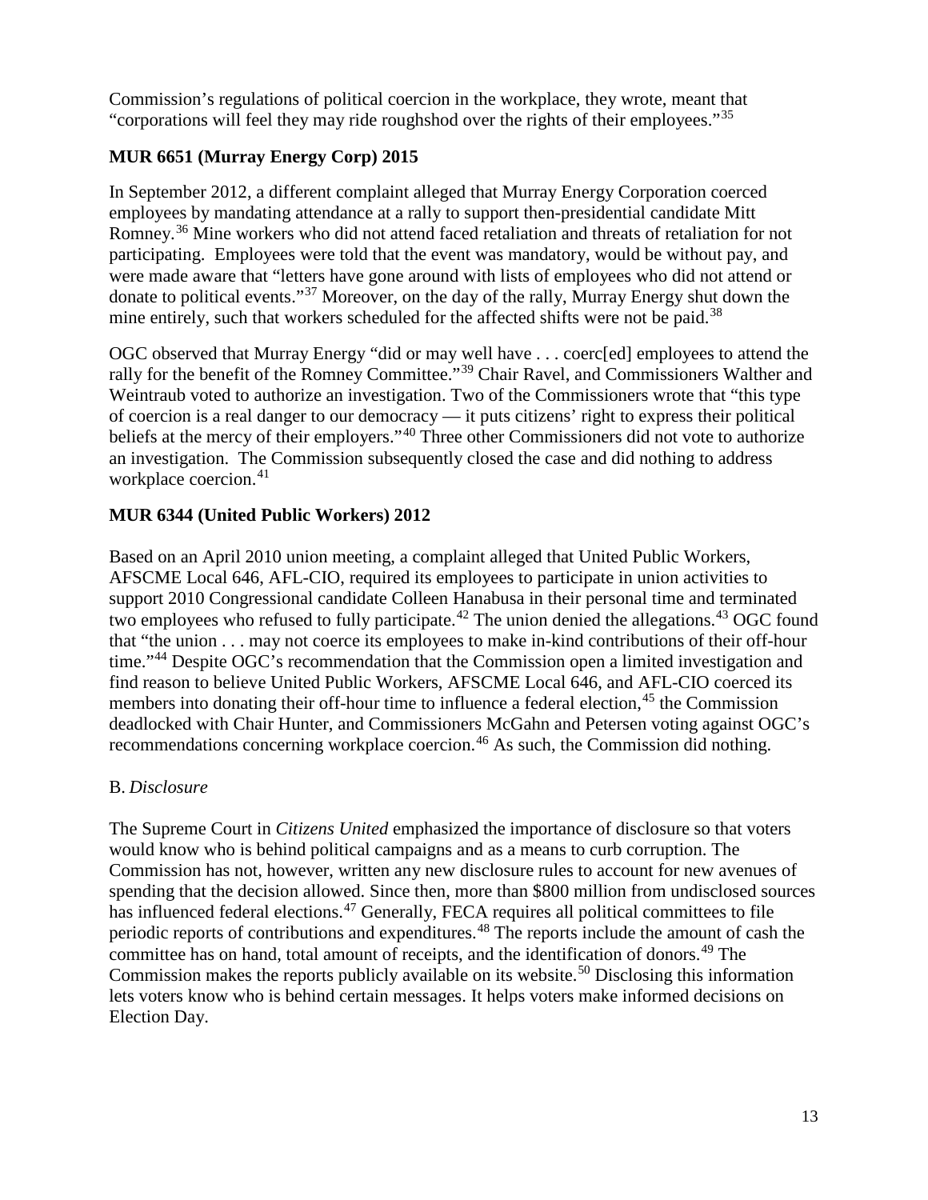Commission's regulations of political coercion in the workplace, they wrote, meant that "corporations will feel they may ride roughshod over the rights of their employees."[35]

**MUR 6651 (Murray Energy Corp) 2015**

In September 2012, a different complaint alleged that Murray Energy Corporation coerced employees by mandating attendance at a rally to support then-presidential candidate Mitt Romney.[36] Mine workers who did not attend faced retaliation and threats of retaliation for not participating. Employees were told that the event was mandatory, would be without pay, and were made aware that "letters have gone around with lists of employees who did not attend or donate to political events."[37] Moreover, on the day of the rally, Murray Energy shut down the mine entirely, such that workers scheduled for the affected shifts were not be paid.[38]

OGC observed that Murray Energy "did or may well have . . . coerc[ed] employees to attend the rally for the benefit of the Romney Committee."[39] Chair Ravel, and Commissioners Walther and Weintraub voted to authorize an investigation. Two of the Commissioners wrote that "this type of coercion is a real danger to our democracy — it puts citizens' right to express their political beliefs at the mercy of their employers."[40] Three other Commissioners did not vote to authorize an investigation. The Commission subsequently closed the case and did nothing to address workplace coercion.[41]

**MUR 6344 (United Public Workers) 2012**

Based on an April 2010 union meeting, a complaint alleged that United Public Workers, AFSCME Local 646, AFL-CIO, required its employees to participate in union activities to support 2010 Congressional candidate Colleen Hanabusa in their personal time and terminated two employees who refused to fully participate.[42] The union denied the allegations.[43] OGC found that "the union . . . may not coerce its employees to make in-kind contributions of their off-hour time."[44] Despite OGC's recommendation that the Commission open a limited investigation and find reason to believe United Public Workers, AFSCME Local 646, and AFL-CIO coerced its members into donating their off-hour time to influence a federal election,[45] the Commission deadlocked with Chair Hunter, and Commissioners McGahn and Petersen voting against OGC's recommendations concerning workplace coercion.[46] As such, the Commission did nothing.

B. *Disclosure*

The Supreme Court in *Citizens United* emphasized the importance of disclosure so that voters would know who is behind political campaigns and as a means to curb corruption. The Commission has not, however, written any new disclosure rules to account for new avenues of spending that the decision allowed. Since then, more than $800 million from undisclosed sources has influenced federal elections.[47] Generally, FECA requires all political committees to file periodic reports of contributions and expenditures.[48] The reports include the amount of cash the committee has on hand, total amount of receipts, and the identification of donors.[49] The Commission makes the reports publicly available on its website.[50] Disclosing this information lets voters know who is behind certain messages. It helps voters make informed decisions on Election Day.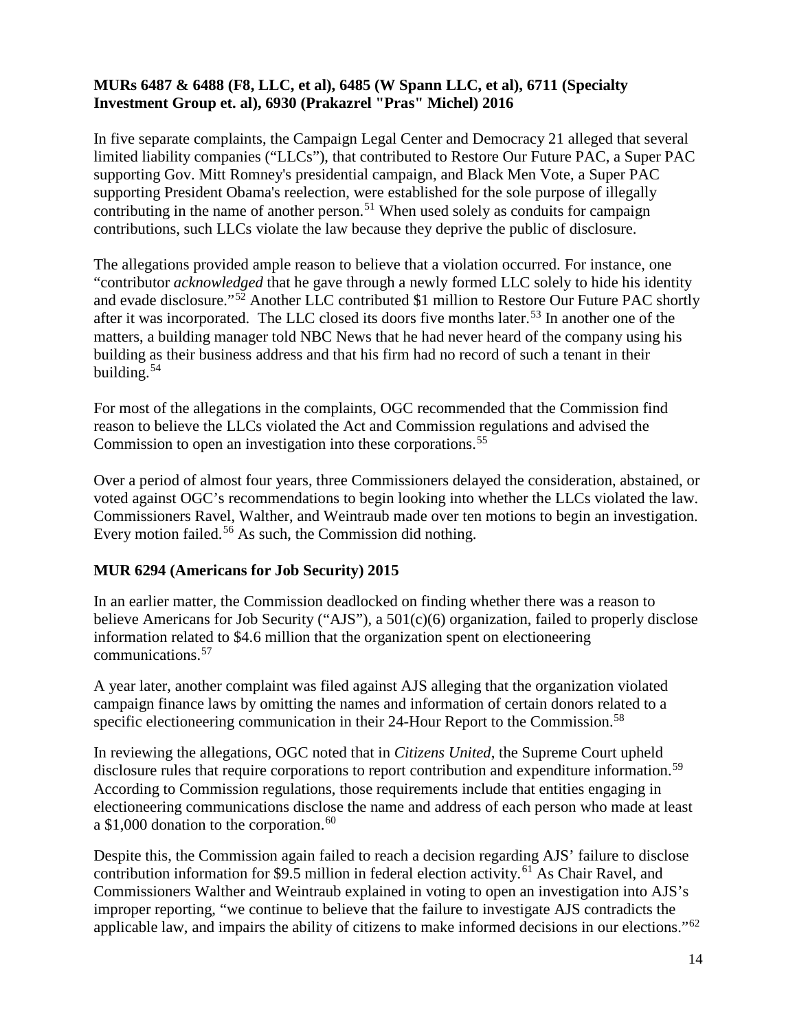**MURs 6487 & 6488 (F8, LLC, et al), 6485 (W Spann LLC, et al), 6711 (Specialty Investment Group et. al), 6930 (Prakazrel "Pras" Michel) 2016**

In five separate complaints, the Campaign Legal Center and Democracy 21 alleged that several limited liability companies ("LLCs"), that contributed to Restore Our Future PAC, a Super PAC supporting Gov. Mitt Romney's presidential campaign, and Black Men Vote, a Super PAC supporting President Obama's reelection, were established for the sole purpose of illegally contributing in the name of another person.[51] When used solely as conduits for campaign contributions, such LLCs violate the law because they deprive the public of disclosure.

The allegations provided ample reason to believe that a violation occurred. For instance, one "contributor *acknowledged* that he gave through a newly formed LLC solely to hide his identity and evade disclosure."[52] Another LLC contributed $1 million to Restore Our Future PAC shortly after it was incorporated. The LLC closed its doors five months later.[53] In another one of the matters, a building manager told NBC News that he had never heard of the company using his building as their business address and that his firm had no record of such a tenant in their building.[54]

For most of the allegations in the complaints, OGC recommended that the Commission find reason to believe the LLCs violated the Act and Commission regulations and advised the Commission to open an investigation into these corporations.[55]

Over a period of almost four years, three Commissioners delayed the consideration, abstained, or voted against OGC's recommendations to begin looking into whether the LLCs violated the law. Commissioners Ravel, Walther, and Weintraub made over ten motions to begin an investigation. Every motion failed.[56] As such, the Commission did nothing.

**MUR 6294 (Americans for Job Security) 2015**

In an earlier matter, the Commission deadlocked on finding whether there was a reason to believe Americans for Job Security ("AJS"), a 501(c)(6) organization, failed to properly disclose information related to $4.6 million that the organization spent on electioneering communications.[57]

A year later, another complaint was filed against AJS alleging that the organization violated campaign finance laws by omitting the names and information of certain donors related to a specific electioneering communication in their 24-Hour Report to the Commission.[58]

In reviewing the allegations, OGC noted that in *Citizens United*, the Supreme Court upheld disclosure rules that require corporations to report contribution and expenditure information.[59] According to Commission regulations, those requirements include that entities engaging in electioneering communications disclose the name and address of each person who made at least a $1,000 donation to the corporation.[60]

Despite this, the Commission again failed to reach a decision regarding AJS' failure to disclose contribution information for $9.5 million in federal election activity.[61] As Chair Ravel, and Commissioners Walther and Weintraub explained in voting to open an investigation into AJS's improper reporting, "we continue to believe that the failure to investigate AJS contradicts the applicable law, and impairs the ability of citizens to make informed decisions in our elections."[62]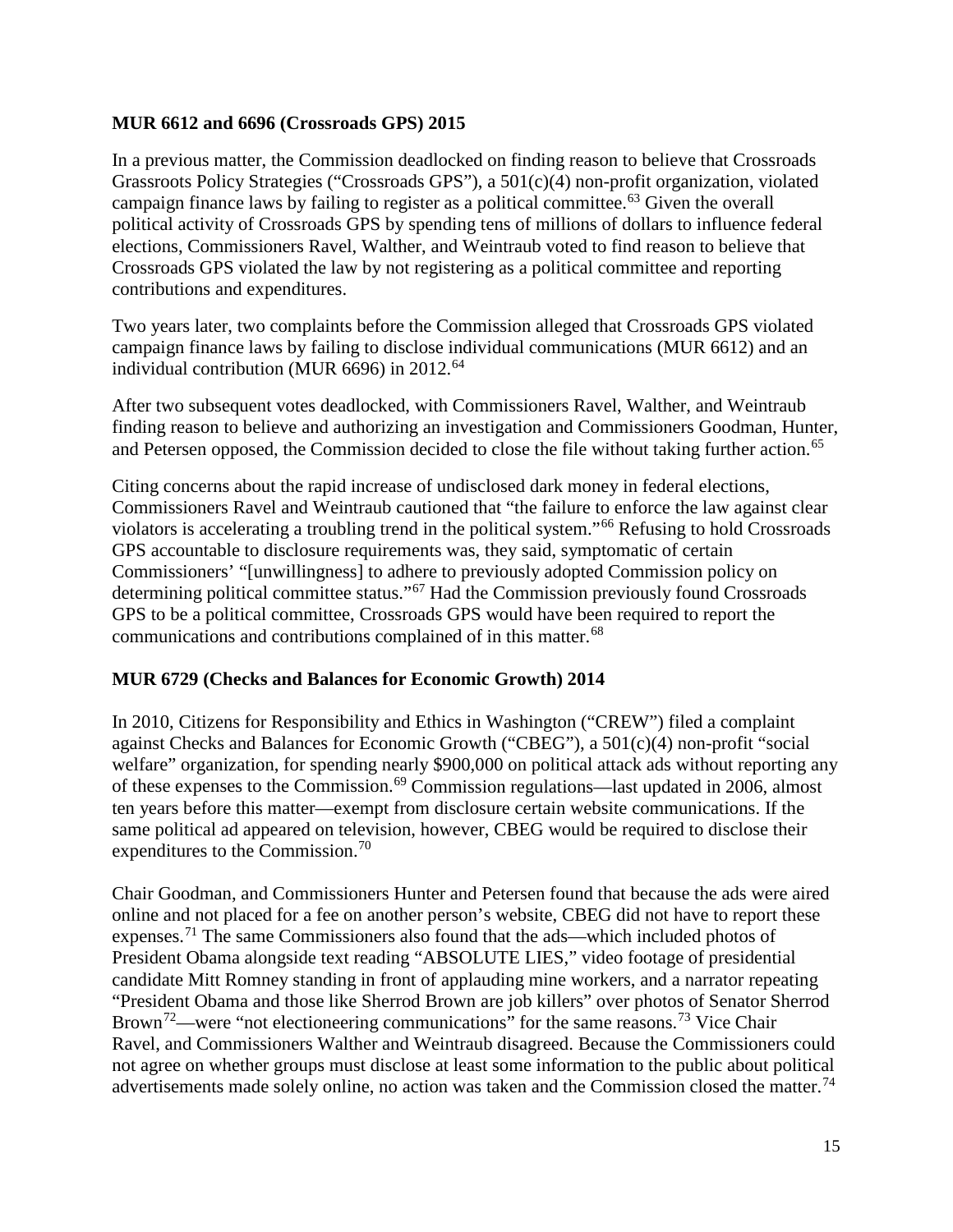**MUR 6612 and 6696 (Crossroads GPS) 2015**

In a previous matter, the Commission deadlocked on finding reason to believe that Crossroads Grassroots Policy Strategies ("Crossroads GPS"), a 501(c)(4) non-profit organization, violated campaign finance laws by failing to register as a political committee.[63] Given the overall political activity of Crossroads GPS by spending tens of millions of dollars to influence federal elections, Commissioners Ravel, Walther, and Weintraub voted to find reason to believe that Crossroads GPS violated the law by not registering as a political committee and reporting contributions and expenditures.

Two years later, two complaints before the Commission alleged that Crossroads GPS violated campaign finance laws by failing to disclose individual communications (MUR 6612) and an individual contribution (MUR 6696) in 2012.[64]

After two subsequent votes deadlocked, with Commissioners Ravel, Walther, and Weintraub finding reason to believe and authorizing an investigation and Commissioners Goodman, Hunter, and Petersen opposed, the Commission decided to close the file without taking further action.[65]

Citing concerns about the rapid increase of undisclosed dark money in federal elections, Commissioners Ravel and Weintraub cautioned that "the failure to enforce the law against clear violators is accelerating a troubling trend in the political system."[66] Refusing to hold Crossroads GPS accountable to disclosure requirements was, they said, symptomatic of certain Commissioners' "[unwillingness] to adhere to previously adopted Commission policy on determining political committee status."[67] Had the Commission previously found Crossroads GPS to be a political committee, Crossroads GPS would have been required to report the communications and contributions complained of in this matter.[68]

**MUR 6729 (Checks and Balances for Economic Growth) 2014**

In 2010, Citizens for Responsibility and Ethics in Washington ("CREW") filed a complaint against Checks and Balances for Economic Growth ("CBEG"), a 501(c)(4) non-profit "social welfare" organization, for spending nearly $900,000 on political attack ads without reporting any of these expenses to the Commission.[69] Commission regulations—last updated in 2006, almost ten years before this matter—exempt from disclosure certain website communications. If the same political ad appeared on television, however, CBEG would be required to disclose their expenditures to the Commission.[70]

Chair Goodman, and Commissioners Hunter and Petersen found that because the ads were aired online and not placed for a fee on another person's website, CBEG did not have to report these expenses.[71] The same Commissioners also found that the ads—which included photos of President Obama alongside text reading "ABSOLUTE LIES," video footage of presidential candidate Mitt Romney standing in front of applauding mine workers, and a narrator repeating "President Obama and those like Sherrod Brown are job killers" over photos of Senator Sherrod Brown[72]—were "not electioneering communications" for the same reasons.[73] Vice Chair Ravel, and Commissioners Walther and Weintraub disagreed. Because the Commissioners could not agree on whether groups must disclose at least some information to the public about political advertisements made solely online, no action was taken and the Commission closed the matter.[74]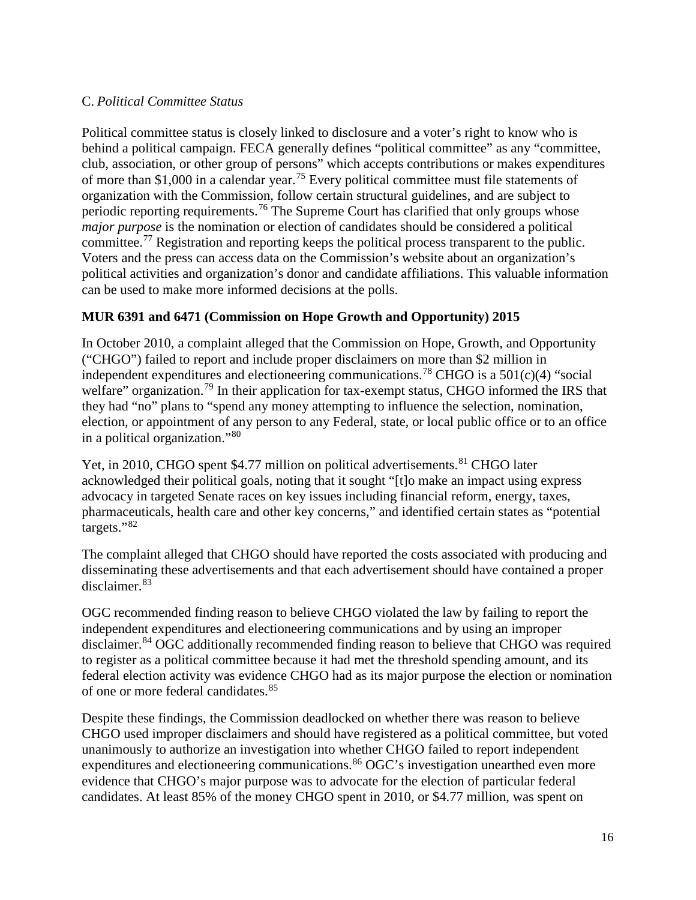C. *Political Committee Status*

Political committee status is closely linked to disclosure and a voter's right to know who is behind a political campaign. FECA generally defines "political committee" as any "committee, club, association, or other group of persons" which accepts contributions or makes expenditures of more than $1,000 in a calendar year.[75] Every political committee must file statements of organization with the Commission, follow certain structural guidelines, and are subject to periodic reporting requirements.[76] The Supreme Court has clarified that only groups whose *major purpose* is the nomination or election of candidates should be considered a political committee.[77] Registration and reporting keeps the political process transparent to the public. Voters and the press can access data on the Commission's website about an organization's political activities and organization's donor and candidate affiliations. This valuable information can be used to make more informed decisions at the polls.

**MUR 6391 and 6471 (Commission on Hope Growth and Opportunity) 2015**

In October 2010, a complaint alleged that the Commission on Hope, Growth, and Opportunity ("CHGO") failed to report and include proper disclaimers on more than $2 million in independent expenditures and electioneering communications.[78] CHGO is a 501(c)(4) "social welfare" organization.[79] In their application for tax-exempt status, CHGO informed the IRS that they had "no" plans to "spend any money attempting to influence the selection, nomination, election, or appointment of any person to any Federal, state, or local public office or to an office in a political organization."[80]

Yet, in 2010, CHGO spent $4.77 million on political advertisements.[81] CHGO later acknowledged their political goals, noting that it sought "[t]o make an impact using express advocacy in targeted Senate races on key issues including financial reform, energy, taxes, pharmaceuticals, health care and other key concerns," and identified certain states as "potential targets."[82]

The complaint alleged that CHGO should have reported the costs associated with producing and disseminating these advertisements and that each advertisement should have contained a proper disclaimer.[83]

OGC recommended finding reason to believe CHGO violated the law by failing to report the independent expenditures and electioneering communications and by using an improper disclaimer.[84] OGC additionally recommended finding reason to believe that CHGO was required to register as a political committee because it had met the threshold spending amount, and its federal election activity was evidence CHGO had as its major purpose the election or nomination of one or more federal candidates.[85]

Despite these findings, the Commission deadlocked on whether there was reason to believe CHGO used improper disclaimers and should have registered as a political committee, but voted unanimously to authorize an investigation into whether CHGO failed to report independent expenditures and electioneering communications.[86] OGC's investigation unearthed even more evidence that CHGO's major purpose was to advocate for the election of particular federal candidates. At least 85% of the money CHGO spent in 2010, or $4.77 million, was spent on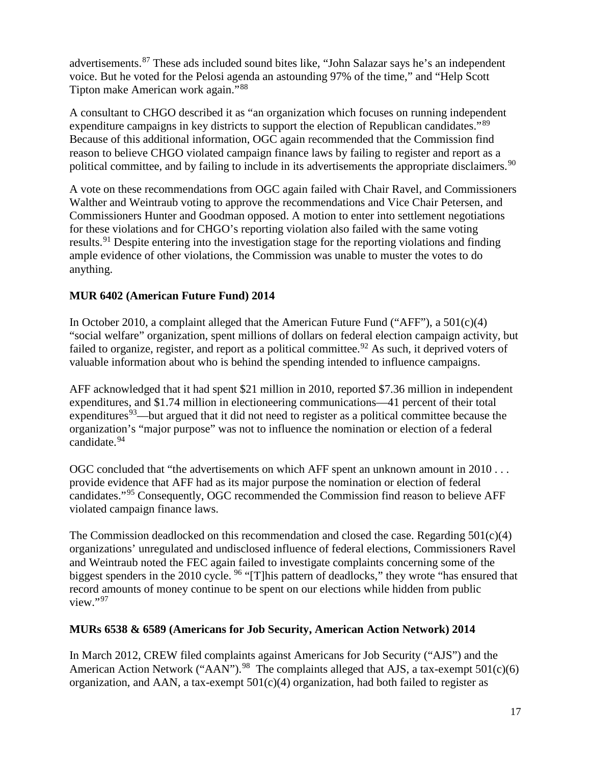advertisements.[87] These ads included sound bites like, "John Salazar says he's an independent voice. But he voted for the Pelosi agenda an astounding 97% of the time," and "Help Scott Tipton make American work again."[88]

A consultant to CHGO described it as "an organization which focuses on running independent expenditure campaigns in key districts to support the election of Republican candidates."[89] Because of this additional information, OGC again recommended that the Commission find reason to believe CHGO violated campaign finance laws by failing to register and report as a political committee, and by failing to include in its advertisements the appropriate disclaimers.[90]

A vote on these recommendations from OGC again failed with Chair Ravel, and Commissioners Walther and Weintraub voting to approve the recommendations and Vice Chair Petersen, and Commissioners Hunter and Goodman opposed. A motion to enter into settlement negotiations for these violations and for CHGO's reporting violation also failed with the same voting results.[91] Despite entering into the investigation stage for the reporting violations and finding ample evidence of other violations, the Commission was unable to muster the votes to do anything.

**MUR 6402 (American Future Fund) 2014**

In October 2010, a complaint alleged that the American Future Fund ("AFF"), a 501(c)(4) "social welfare" organization, spent millions of dollars on federal election campaign activity, but failed to organize, register, and report as a political committee.[92] As such, it deprived voters of valuable information about who is behind the spending intended to influence campaigns.

AFF acknowledged that it had spent $21 million in 2010, reported $7.36 million in independent expenditures, and $1.74 million in electioneering communications—41 percent of their total expenditures[93]—but argued that it did not need to register as a political committee because the organization's "major purpose" was not to influence the nomination or election of a federal candidate.[94]

OGC concluded that "the advertisements on which AFF spent an unknown amount in 2010 . . . provide evidence that AFF had as its major purpose the nomination or election of federal candidates."[95] Consequently, OGC recommended the Commission find reason to believe AFF violated campaign finance laws.

The Commission deadlocked on this recommendation and closed the case. Regarding 501(c)(4) organizations' unregulated and undisclosed influence of federal elections, Commissioners Ravel and Weintraub noted the FEC again failed to investigate complaints concerning some of the biggest spenders in the 2010 cycle. [96] "[T]his pattern of deadlocks," they wrote "has ensured that record amounts of money continue to be spent on our elections while hidden from public view."[97]

**MURs 6538 & 6589 (Americans for Job Security, American Action Network) 2014**

In March 2012, CREW filed complaints against Americans for Job Security ("AJS") and the American Action Network ("AAN").[98] The complaints alleged that AJS, a tax-exempt 501(c)(6) organization, and AAN, a tax-exempt 501(c)(4) organization, had both failed to register as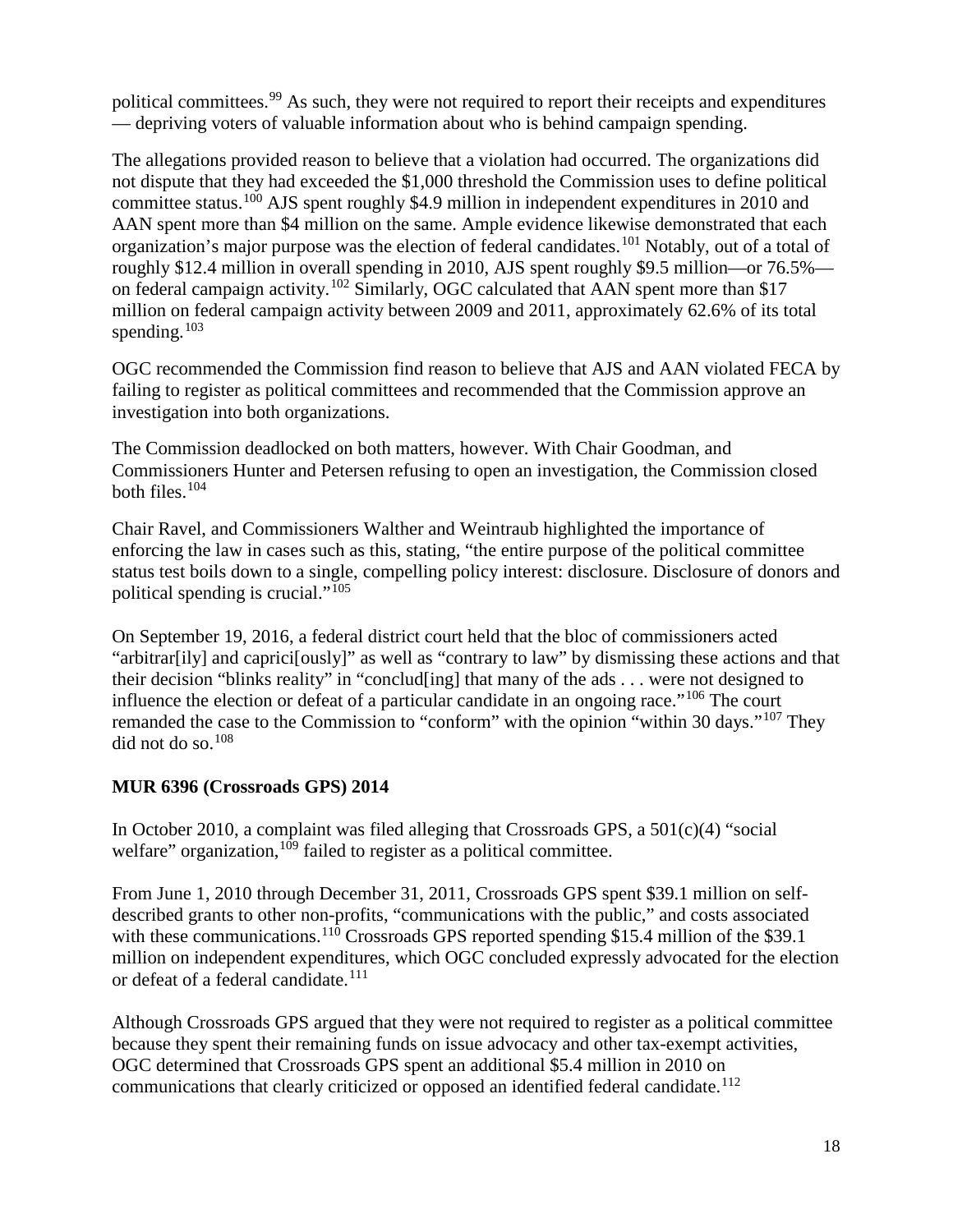political committees.[99] As such, they were not required to report their receipts and expenditures — depriving voters of valuable information about who is behind campaign spending.

The allegations provided reason to believe that a violation had occurred. The organizations did not dispute that they had exceeded the $1,000 threshold the Commission uses to define political committee status.[100] AJS spent roughly $4.9 million in independent expenditures in 2010 and AAN spent more than $4 million on the same. Ample evidence likewise demonstrated that each organization's major purpose was the election of federal candidates.[101] Notably, out of a total of roughly $12.4 million in overall spending in 2010, AJS spent roughly $9.5 million—or 76.5%—on federal campaign activity.[102] Similarly, OGC calculated that AAN spent more than $17 million on federal campaign activity between 2009 and 2011, approximately 62.6% of its total spending.[103]

OGC recommended the Commission find reason to believe that AJS and AAN violated FECA by failing to register as political committees and recommended that the Commission approve an investigation into both organizations.

The Commission deadlocked on both matters, however. With Chair Goodman, and Commissioners Hunter and Petersen refusing to open an investigation, the Commission closed both files.[104]

Chair Ravel, and Commissioners Walther and Weintraub highlighted the importance of enforcing the law in cases such as this, stating, "the entire purpose of the political committee status test boils down to a single, compelling policy interest: disclosure. Disclosure of donors and political spending is crucial."[105]

On September 19, 2016, a federal district court held that the bloc of commissioners acted "arbitrar[ily] and caprici[ously]" as well as "contrary to law" by dismissing these actions and that their decision "blinks reality" in "conclud[ing] that many of the ads . . . were not designed to influence the election or defeat of a particular candidate in an ongoing race."[106] The court remanded the case to the Commission to "conform" with the opinion "within 30 days."[107] They did not do so.[108]

**MUR 6396 (Crossroads GPS) 2014**

In October 2010, a complaint was filed alleging that Crossroads GPS, a 501(c)(4) "social welfare" organization,[109] failed to register as a political committee.

From June 1, 2010 through December 31, 2011, Crossroads GPS spent $39.1 million on self-described grants to other non-profits, "communications with the public," and costs associated with these communications.[110] Crossroads GPS reported spending $15.4 million of the $39.1 million on independent expenditures, which OGC concluded expressly advocated for the election or defeat of a federal candidate.[111]

Although Crossroads GPS argued that they were not required to register as a political committee because they spent their remaining funds on issue advocacy and other tax-exempt activities, OGC determined that Crossroads GPS spent an additional $5.4 million in 2010 on communications that clearly criticized or opposed an identified federal candidate.[112]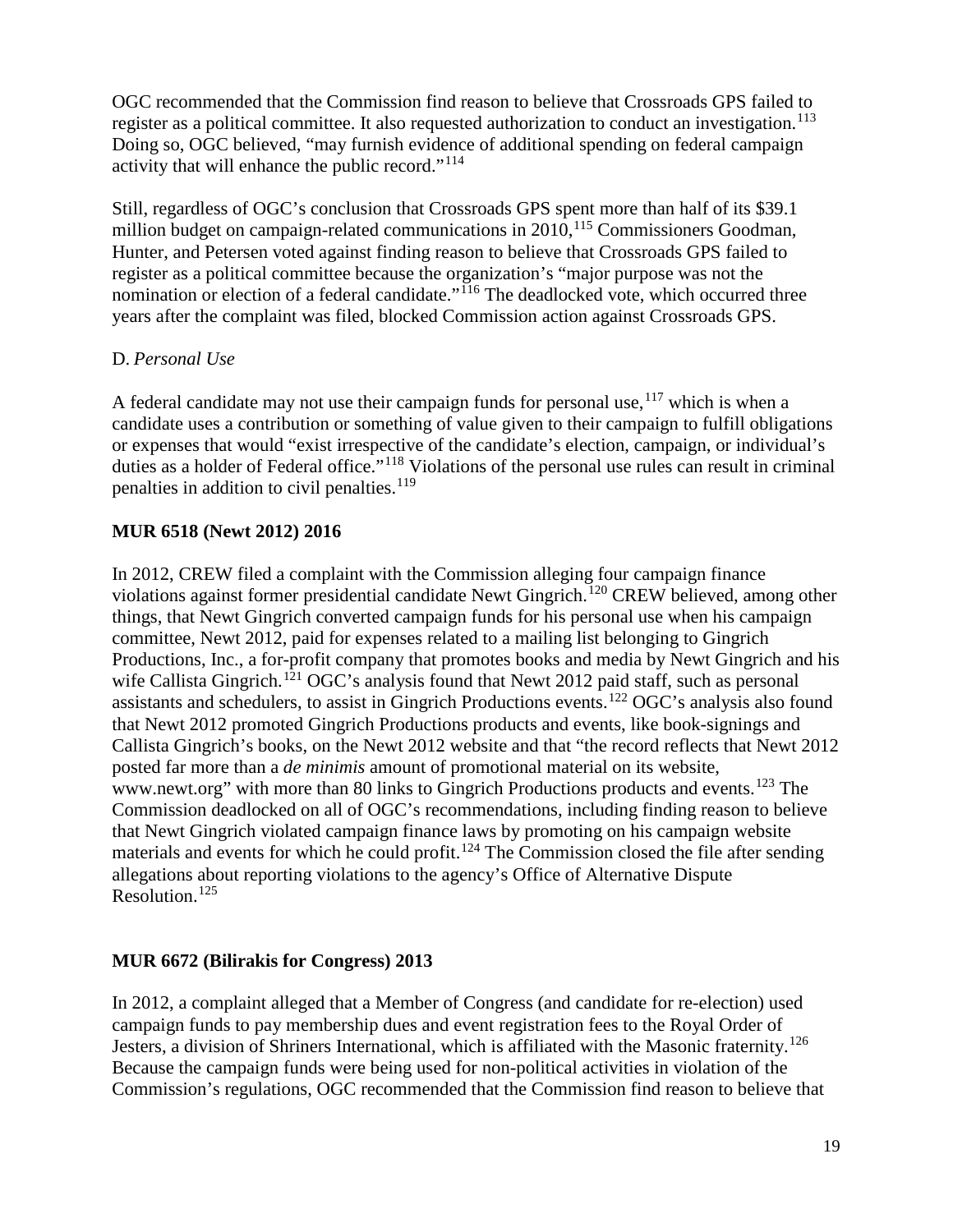OGC recommended that the Commission find reason to believe that Crossroads GPS failed to register as a political committee. It also requested authorization to conduct an investigation.[113] Doing so, OGC believed, "may furnish evidence of additional spending on federal campaign activity that will enhance the public record."[114]

Still, regardless of OGC's conclusion that Crossroads GPS spent more than half of its $39.1 million budget on campaign-related communications in 2010,[115] Commissioners Goodman, Hunter, and Petersen voted against finding reason to believe that Crossroads GPS failed to register as a political committee because the organization's "major purpose was not the nomination or election of a federal candidate."[116] The deadlocked vote, which occurred three years after the complaint was filed, blocked Commission action against Crossroads GPS.

D. *Personal Use*

A federal candidate may not use their campaign funds for personal use,[117] which is when a candidate uses a contribution or something of value given to their campaign to fulfill obligations or expenses that would "exist irrespective of the candidate's election, campaign, or individual's duties as a holder of Federal office."[118] Violations of the personal use rules can result in criminal penalties in addition to civil penalties.[119]

**MUR 6518 (Newt 2012) 2016**

In 2012, CREW filed a complaint with the Commission alleging four campaign finance violations against former presidential candidate Newt Gingrich.[120] CREW believed, among other things, that Newt Gingrich converted campaign funds for his personal use when his campaign committee, Newt 2012, paid for expenses related to a mailing list belonging to Gingrich Productions, Inc., a for-profit company that promotes books and media by Newt Gingrich and his wife Callista Gingrich.[121] OGC's analysis found that Newt 2012 paid staff, such as personal assistants and schedulers, to assist in Gingrich Productions events.[122] OGC's analysis also found that Newt 2012 promoted Gingrich Productions products and events, like book-signings and Callista Gingrich's books, on the Newt 2012 website and that "the record reflects that Newt 2012 posted far more than a *de minimis* amount of promotional material on its website, www.newt.org" with more than 80 links to Gingrich Productions products and events.[123] The Commission deadlocked on all of OGC's recommendations, including finding reason to believe that Newt Gingrich violated campaign finance laws by promoting on his campaign website materials and events for which he could profit.[124] The Commission closed the file after sending allegations about reporting violations to the agency's Office of Alternative Dispute Resolution.[125]

**MUR 6672 (Bilirakis for Congress) 2013**

In 2012, a complaint alleged that a Member of Congress (and candidate for re-election) used campaign funds to pay membership dues and event registration fees to the Royal Order of Jesters, a division of Shriners International, which is affiliated with the Masonic fraternity.[126] Because the campaign funds were being used for non-political activities in violation of the Commission's regulations, OGC recommended that the Commission find reason to believe that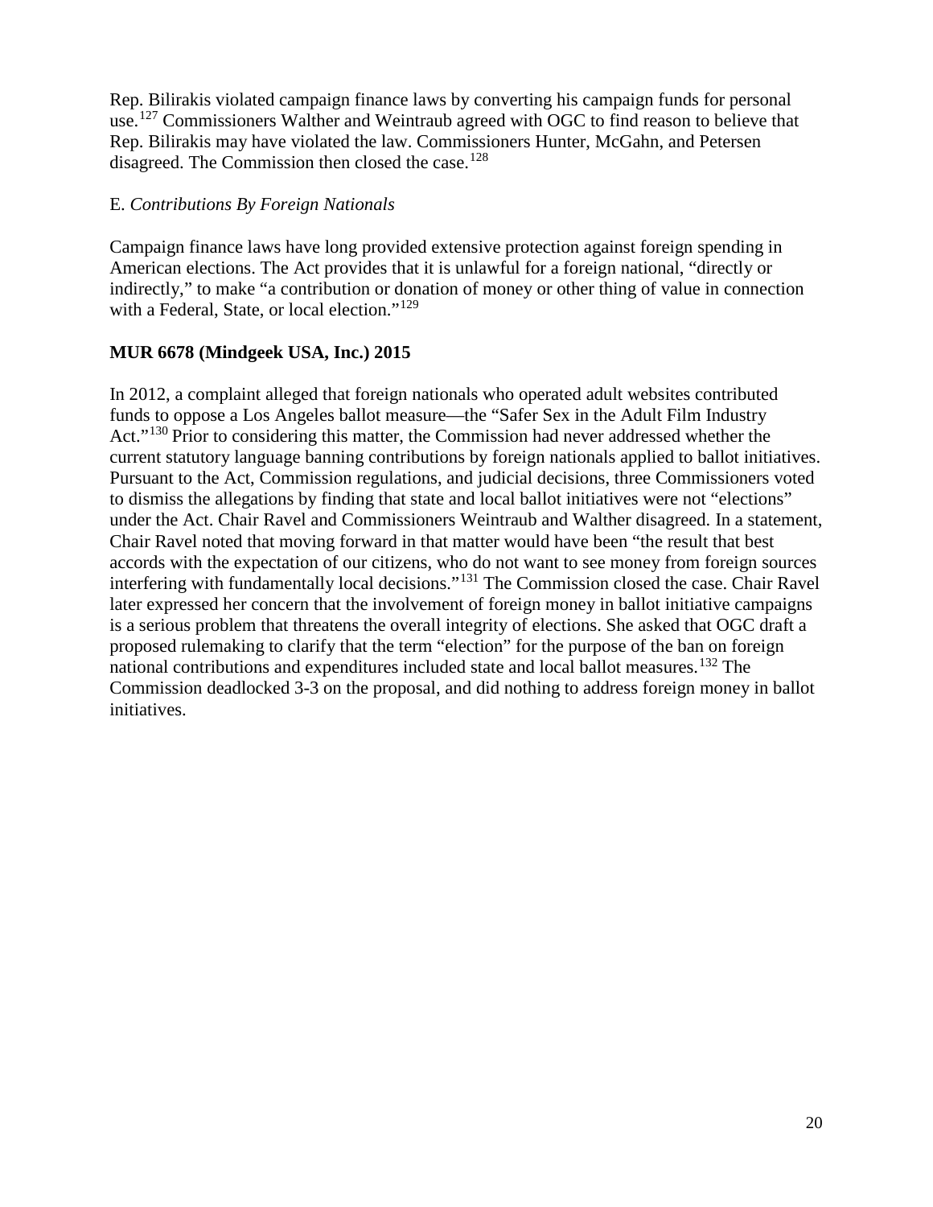Rep. Bilirakis violated campaign finance laws by converting his campaign funds for personal use.[127] Commissioners Walther and Weintraub agreed with OGC to find reason to believe that Rep. Bilirakis may have violated the law. Commissioners Hunter, McGahn, and Petersen disagreed. The Commission then closed the case.[128]

E. *Contributions By Foreign Nationals*

Campaign finance laws have long provided extensive protection against foreign spending in American elections. The Act provides that it is unlawful for a foreign national, "directly or indirectly," to make "a contribution or donation of money or other thing of value in connection with a Federal, State, or local election."[129]

**MUR 6678 (Mindgeek USA, Inc.) 2015**

In 2012, a complaint alleged that foreign nationals who operated adult websites contributed funds to oppose a Los Angeles ballot measure—the "Safer Sex in the Adult Film Industry Act."[130] Prior to considering this matter, the Commission had never addressed whether the current statutory language banning contributions by foreign nationals applied to ballot initiatives. Pursuant to the Act, Commission regulations, and judicial decisions, three Commissioners voted to dismiss the allegations by finding that state and local ballot initiatives were not "elections" under the Act. Chair Ravel and Commissioners Weintraub and Walther disagreed. In a statement, Chair Ravel noted that moving forward in that matter would have been "the result that best accords with the expectation of our citizens, who do not want to see money from foreign sources interfering with fundamentally local decisions."[131] The Commission closed the case. Chair Ravel later expressed her concern that the involvement of foreign money in ballot initiative campaigns is a serious problem that threatens the overall integrity of elections. She asked that OGC draft a proposed rulemaking to clarify that the term "election" for the purpose of the ban on foreign national contributions and expenditures included state and local ballot measures.[132] The Commission deadlocked 3-3 on the proposal, and did nothing to address foreign money in ballot initiatives.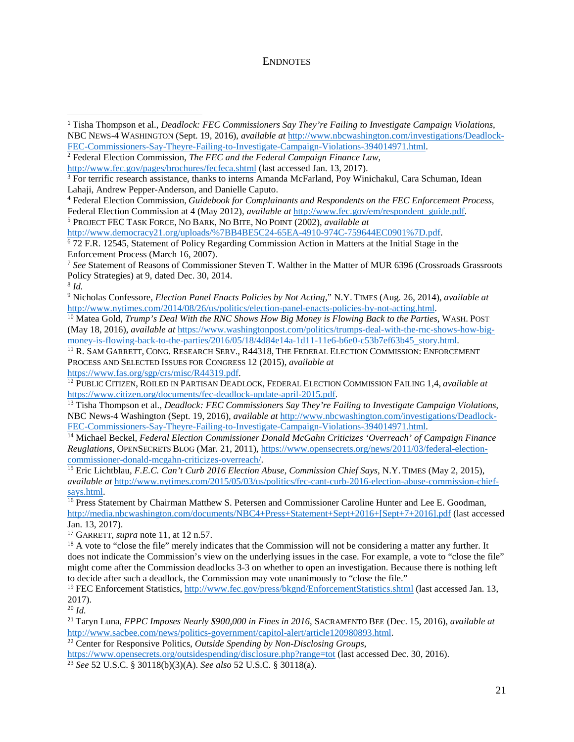# ENDNOTES

[1] Tisha Thompson et al., *Deadlock: FEC Commissioners Say They're Failing to Investigate Campaign Violations*, NBC NEWS-4 WASHINGTON (Sept. 19, 2016), *available at* http://www.nbcwashington.com/investigations/Deadlock-FEC-Commissioners-Say-Theyre-Failing-to-Investigate-Campaign-Violations-394014971.html.

[2] Federal Election Commission, *The FEC and the Federal Campaign Finance Law*, http://www.fec.gov/pages/brochures/fecfeca.shtml (last accessed Jan. 13, 2017).

[3] For terrific research assistance, thanks to interns Amanda McFarland, Poy Winichakul, Cara Schuman, Idean Lahaji, Andrew Pepper-Anderson, and Danielle Caputo.

[4] Federal Election Commission, *Guidebook for Complainants and Respondents on the FEC Enforcement Process*, Federal Election Commission at 4 (May 2012), *available at* http://www.fec.gov/em/respondent_guide.pdf.

[5] PROJECT FEC TASK FORCE, NO BARK, NO BITE, NO POINT (2002), *available at* http://www.democracy21.org/uploads/%7BB4BE5C24-65EA-4910-974C-759644EC0901%7D.pdf.

[6] 72 F.R. 12545, Statement of Policy Regarding Commission Action in Matters at the Initial Stage in the Enforcement Process (March 16, 2007).

[7] *See* Statement of Reasons of Commissioner Steven T. Walther in the Matter of MUR 6396 (Crossroads Grassroots Policy Strategies) at 9, dated Dec. 30, 2014.

[8] *Id.*

[9] Nicholas Confessore, *Election Panel Enacts Policies by Not Acting*," N.Y. TIMES (Aug. 26, 2014), *available at* http://www.nytimes.com/2014/08/26/us/politics/election-panel-enacts-policies-by-not-acting.html.

[10] Matea Gold, *Trump's Deal With the RNC Shows How Big Money is Flowing Back to the Parties*, WASH. POST (May 18, 2016), *available at* https://www.washingtonpost.com/politics/trumps-deal-with-the-rnc-shows-how-big-money-is-flowing-back-to-the-parties/2016/05/18/4d84e14a-1d11-11e6-b6e0-c53b7ef63b45_story.html.

[11] R. SAM GARRETT, CONG. RESEARCH SERV., R44318, THE FEDERAL ELECTION COMMISSION: ENFORCEMENT PROCESS AND SELECTED ISSUES FOR CONGRESS 12 (2015), *available at* https://www.fas.org/sgp/crs/misc/R44319.pdf.

[12] PUBLIC CITIZEN, ROILED IN PARTISAN DEADLOCK, FEDERAL ELECTION COMMISSION FAILING 1,4, *available at* https://www.citizen.org/documents/fec-deadlock-update-april-2015.pdf.

[13] Tisha Thompson et al., *Deadlock: FEC Commissioners Say They're Failing to Investigate Campaign Violations*, NBC News-4 Washington (Sept. 19, 2016), *available at* http://www.nbcwashington.com/investigations/Deadlock-FEC-Commissioners-Say-Theyre-Failing-to-Investigate-Campaign-Violations-394014971.html.

[14] Michael Beckel, *Federal Election Commissioner Donald McGahn Criticizes 'Overreach' of Campaign Finance Reuglations*, OPENSECRETS BLOG (Mar. 21, 2011), https://www.opensecrets.org/news/2011/03/federal-election-commissioner-donald-mcgahn-criticizes-overreach/.

[15] Eric Lichtblau, *F.E.C. Can't Curb 2016 Election Abuse, Commission Chief Says*, N.Y. TIMES (May 2, 2015), *available at* http://www.nytimes.com/2015/05/03/us/politics/fec-cant-curb-2016-election-abuse-commission-chief-says.html.

[16] Press Statement by Chairman Matthew S. Petersen and Commissioner Caroline Hunter and Lee E. Goodman, http://media.nbcwashington.com/documents/NBC4+Press+Statement+Sept+2016+[Sept+7+2016].pdf (last accessed Jan. 13, 2017).

[17] GARRETT, *supra* note 11, at 12 n.57.

[18] A vote to "close the file" merely indicates that the Commission will not be considering a matter any further. It does not indicate the Commission's view on the underlying issues in the case. For example, a vote to "close the file" might come after the Commission deadlocks 3-3 on whether to open an investigation. Because there is nothing left to decide after such a deadlock, the Commission may vote unanimously to "close the file."

[19] FEC Enforcement Statistics, http://www.fec.gov/press/bkgnd/EnforcementStatistics.shtml (last accessed Jan. 13, 2017).

[20] *Id.*

[21] Taryn Luna, *FPPC Imposes Nearly $900,000 in Fines in 2016*, SACRAMENTO BEE (Dec. 15, 2016), *available at* http://www.sacbee.com/news/politics-government/capitol-alert/article120980893.html.

[22] Center for Responsive Politics, *Outside Spending by Non-Disclosing Groups*, https://www.opensecrets.org/outsidespending/disclosure.php?range=tot (last accessed Dec. 30, 2016).

[23] *See* 52 U.S.C. § 30118(b)(3)(A). *See also* 52 U.S.C. § 30118(a).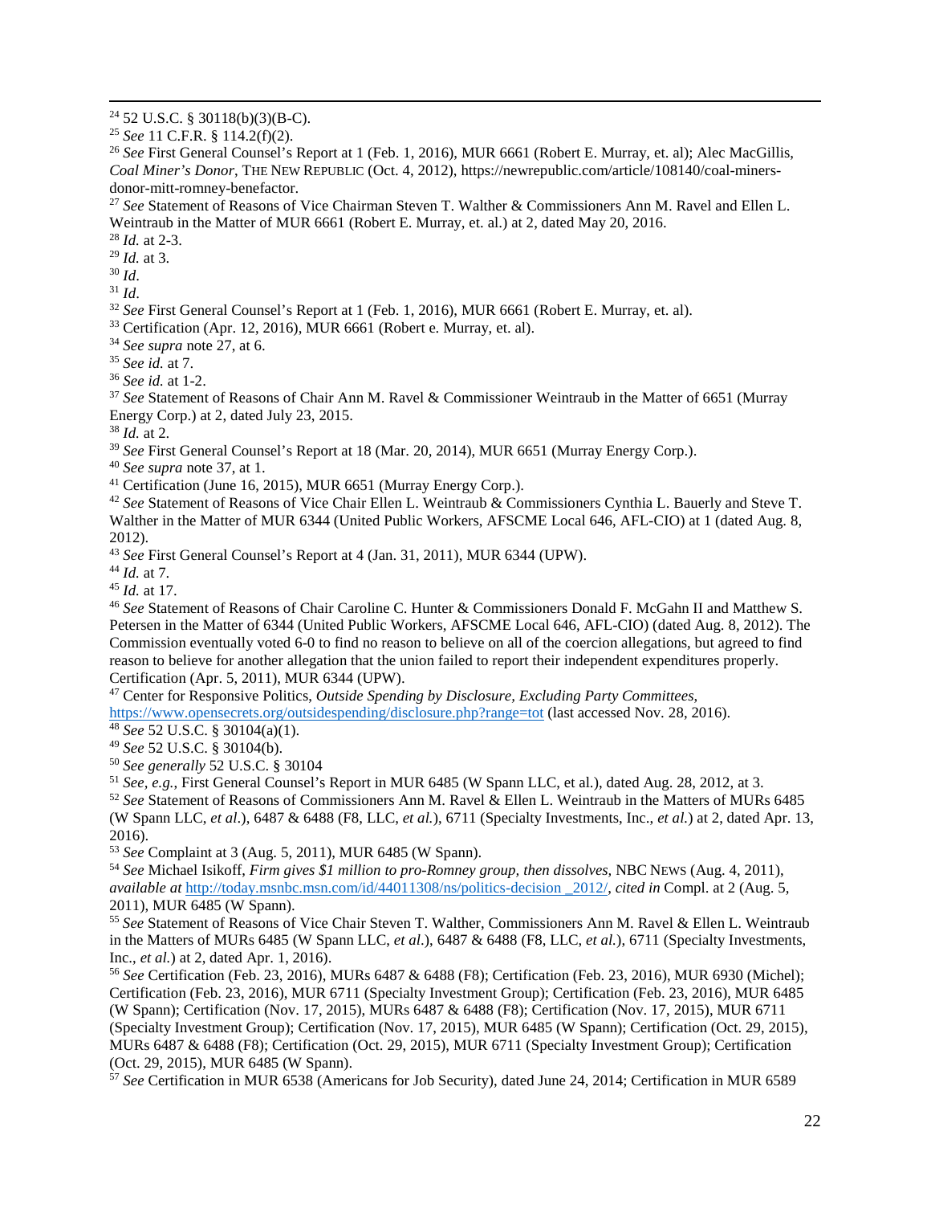[24] 52 U.S.C. § 30118(b)(3)(B-C).

[25] *See* 11 C.F.R. § 114.2(f)(2).

[26] *See* First General Counsel's Report at 1 (Feb. 1, 2016), MUR 6661 (Robert E. Murray, et. al); Alec MacGillis, *Coal Miner's Donor*, THE NEW REPUBLIC (Oct. 4, 2012), https://newrepublic.com/article/108140/coal-miners-donor-mitt-romney-benefactor.

[27] *See* Statement of Reasons of Vice Chairman Steven T. Walther & Commissioners Ann M. Ravel and Ellen L. Weintraub in the Matter of MUR 6661 (Robert E. Murray, et. al.) at 2, dated May 20, 2016.

[28] *Id.* at 2-3.

[29] *Id.* at 3.

[30] *Id*.

[31] *Id*.

[32] *See* First General Counsel's Report at 1 (Feb. 1, 2016), MUR 6661 (Robert E. Murray, et. al).

[33] Certification (Apr. 12, 2016), MUR 6661 (Robert e. Murray, et. al).

[34] *See supra* note 27, at 6.

[35] *See id.* at 7.

[36] *See id.* at 1-2.

[37] *See* Statement of Reasons of Chair Ann M. Ravel & Commissioner Weintraub in the Matter of 6651 (Murray Energy Corp.) at 2, dated July 23, 2015.

[38] *Id.* at 2.

[39] *See* First General Counsel's Report at 18 (Mar. 20, 2014), MUR 6651 (Murray Energy Corp.).

[40] *See supra* note 37, at 1.

[41] Certification (June 16, 2015), MUR 6651 (Murray Energy Corp.).

[42] *See* Statement of Reasons of Vice Chair Ellen L. Weintraub & Commissioners Cynthia L. Bauerly and Steve T. Walther in the Matter of MUR 6344 (United Public Workers, AFSCME Local 646, AFL-CIO) at 1 (dated Aug. 8, 2012).

[43] *See* First General Counsel's Report at 4 (Jan. 31, 2011), MUR 6344 (UPW).

[44] *Id.* at 7.

[45] *Id.* at 17.

[46] *See* Statement of Reasons of Chair Caroline C. Hunter & Commissioners Donald F. McGahn II and Matthew S. Petersen in the Matter of 6344 (United Public Workers, AFSCME Local 646, AFL-CIO) (dated Aug. 8, 2012). The Commission eventually voted 6-0 to find no reason to believe on all of the coercion allegations, but agreed to find reason to believe for another allegation that the union failed to report their independent expenditures properly. Certification (Apr. 5, 2011), MUR 6344 (UPW).

[47] Center for Responsive Politics, *Outside Spending by Disclosure, Excluding Party Committees*, https://www.opensecrets.org/outsidespending/disclosure.php?range=tot (last accessed Nov. 28, 2016).

[48] *See* 52 U.S.C. § 30104(a)(1).

[49] *See* 52 U.S.C. § 30104(b).

[50] *See generally* 52 U.S.C. § 30104

[51] *See, e.g.*, First General Counsel's Report in MUR 6485 (W Spann LLC, et al.), dated Aug. 28, 2012, at 3.

[52] *See* Statement of Reasons of Commissioners Ann M. Ravel & Ellen L. Weintraub in the Matters of MURs 6485 (W Spann LLC, *et al*.), 6487 & 6488 (F8, LLC, *et al.*), 6711 (Specialty Investments, Inc., *et al.*) at 2, dated Apr. 13, 2016).

[53] *See* Complaint at 3 (Aug. 5, 2011), MUR 6485 (W Spann).

[54] *See* Michael Isikoff, *Firm gives $1 million to pro-Romney group, then dissolves,* NBC NEWS (Aug. 4, 2011), *available at* http://today.msnbc.msn.com/id/44011308/ns/politics-decision _2012/, *cited in* Compl. at 2 (Aug. 5, 2011), MUR 6485 (W Spann).

[55] *See* Statement of Reasons of Vice Chair Steven T. Walther, Commissioners Ann M. Ravel & Ellen L. Weintraub in the Matters of MURs 6485 (W Spann LLC, *et al*.), 6487 & 6488 (F8, LLC, *et al.*), 6711 (Specialty Investments, Inc., *et al.*) at 2, dated Apr. 1, 2016).

[56] *See* Certification (Feb. 23, 2016), MURs 6487 & 6488 (F8); Certification (Feb. 23, 2016), MUR 6930 (Michel); Certification (Feb. 23, 2016), MUR 6711 (Specialty Investment Group); Certification (Feb. 23, 2016), MUR 6485 (W Spann); Certification (Nov. 17, 2015), MURs 6487 & 6488 (F8); Certification (Nov. 17, 2015), MUR 6711 (Specialty Investment Group); Certification (Nov. 17, 2015), MUR 6485 (W Spann); Certification (Oct. 29, 2015), MURs 6487 & 6488 (F8); Certification (Oct. 29, 2015), MUR 6711 (Specialty Investment Group); Certification (Oct. 29, 2015), MUR 6485 (W Spann).

[57] *See* Certification in MUR 6538 (Americans for Job Security), dated June 24, 2014; Certification in MUR 6589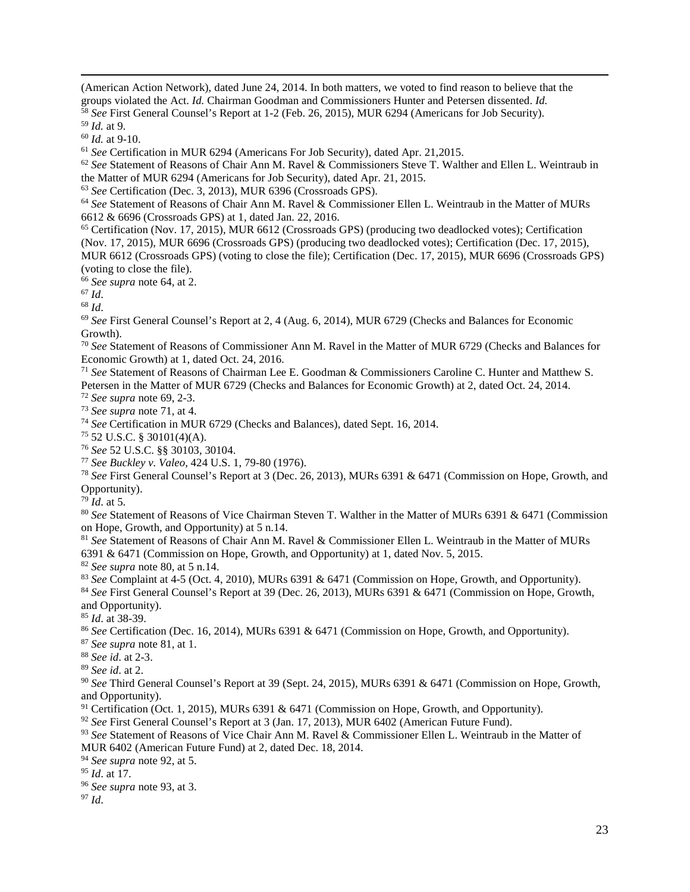(American Action Network), dated June 24, 2014. In both matters, we voted to find reason to believe that the groups violated the Act. *Id.* Chairman Goodman and Commissioners Hunter and Petersen dissented. *Id.*

[58] *See* First General Counsel's Report at 1-2 (Feb. 26, 2015), MUR 6294 (Americans for Job Security).

[59] *Id.* at 9.

[60] *Id.* at 9-10.

[61] *See* Certification in MUR 6294 (Americans For Job Security), dated Apr. 21,2015.

[62] *See* Statement of Reasons of Chair Ann M. Ravel & Commissioners Steve T. Walther and Ellen L. Weintraub in the Matter of MUR 6294 (Americans for Job Security), dated Apr. 21, 2015.

[63] *See* Certification (Dec. 3, 2013), MUR 6396 (Crossroads GPS).

[64] *See* Statement of Reasons of Chair Ann M. Ravel & Commissioner Ellen L. Weintraub in the Matter of MURs 6612 & 6696 (Crossroads GPS) at 1, dated Jan. 22, 2016.

[65] Certification (Nov. 17, 2015), MUR 6612 (Crossroads GPS) (producing two deadlocked votes); Certification (Nov. 17, 2015), MUR 6696 (Crossroads GPS) (producing two deadlocked votes); Certification (Dec. 17, 2015), MUR 6612 (Crossroads GPS) (voting to close the file); Certification (Dec. 17, 2015), MUR 6696 (Crossroads GPS) (voting to close the file).

[66] *See supra* note 64, at 2.

[67] *Id.*

[68] *Id.*

[69] *See* First General Counsel's Report at 2, 4 (Aug. 6, 2014), MUR 6729 (Checks and Balances for Economic Growth).

[70] *See* Statement of Reasons of Commissioner Ann M. Ravel in the Matter of MUR 6729 (Checks and Balances for Economic Growth) at 1, dated Oct. 24, 2016.

[71] *See* Statement of Reasons of Chairman Lee E. Goodman & Commissioners Caroline C. Hunter and Matthew S. Petersen in the Matter of MUR 6729 (Checks and Balances for Economic Growth) at 2, dated Oct. 24, 2014.

[72] *See supra* note 69, 2-3.

[73] *See supra* note 71, at 4.

[74] *See* Certification in MUR 6729 (Checks and Balances), dated Sept. 16, 2014.

[75] 52 U.S.C. § 30101(4)(A).

[76] *See* 52 U.S.C. §§ 30103, 30104.

[77] *See Buckley v. Valeo*, 424 U.S. 1, 79-80 (1976).

[78] *See* First General Counsel's Report at 3 (Dec. 26, 2013), MURs 6391 & 6471 (Commission on Hope, Growth, and Opportunity).

[79] *Id*. at 5.

[80] *See* Statement of Reasons of Vice Chairman Steven T. Walther in the Matter of MURs 6391 & 6471 (Commission on Hope, Growth, and Opportunity) at 5 n.14.

[81] *See* Statement of Reasons of Chair Ann M. Ravel & Commissioner Ellen L. Weintraub in the Matter of MURs 6391 & 6471 (Commission on Hope, Growth, and Opportunity) at 1, dated Nov. 5, 2015.

[82] *See supra* note 80, at 5 n.14.

[83] *See* Complaint at 4-5 (Oct. 4, 2010), MURs 6391 & 6471 (Commission on Hope, Growth, and Opportunity).

[84] *See* First General Counsel's Report at 39 (Dec. 26, 2013), MURs 6391 & 6471 (Commission on Hope, Growth, and Opportunity).

[85] *Id*. at 38-39.

[86] *See* Certification (Dec. 16, 2014), MURs 6391 & 6471 (Commission on Hope, Growth, and Opportunity).

[87] *See supra* note 81, at 1.

[88] *See id*. at 2-3.

[89] *See id*. at 2.

[90] *See* Third General Counsel's Report at 39 (Sept. 24, 2015), MURs 6391 & 6471 (Commission on Hope, Growth, and Opportunity).

[91] Certification (Oct. 1, 2015), MURs 6391 & 6471 (Commission on Hope, Growth, and Opportunity).

[92] *See* First General Counsel's Report at 3 (Jan. 17, 2013), MUR 6402 (American Future Fund).

[93] *See* Statement of Reasons of Vice Chair Ann M. Ravel & Commissioner Ellen L. Weintraub in the Matter of MUR 6402 (American Future Fund) at 2, dated Dec. 18, 2014.

[94] *See supra* note 92, at 5.

[95] *Id*. at 17.

[96] *See supra* note 93, at 3.

[97] *Id*.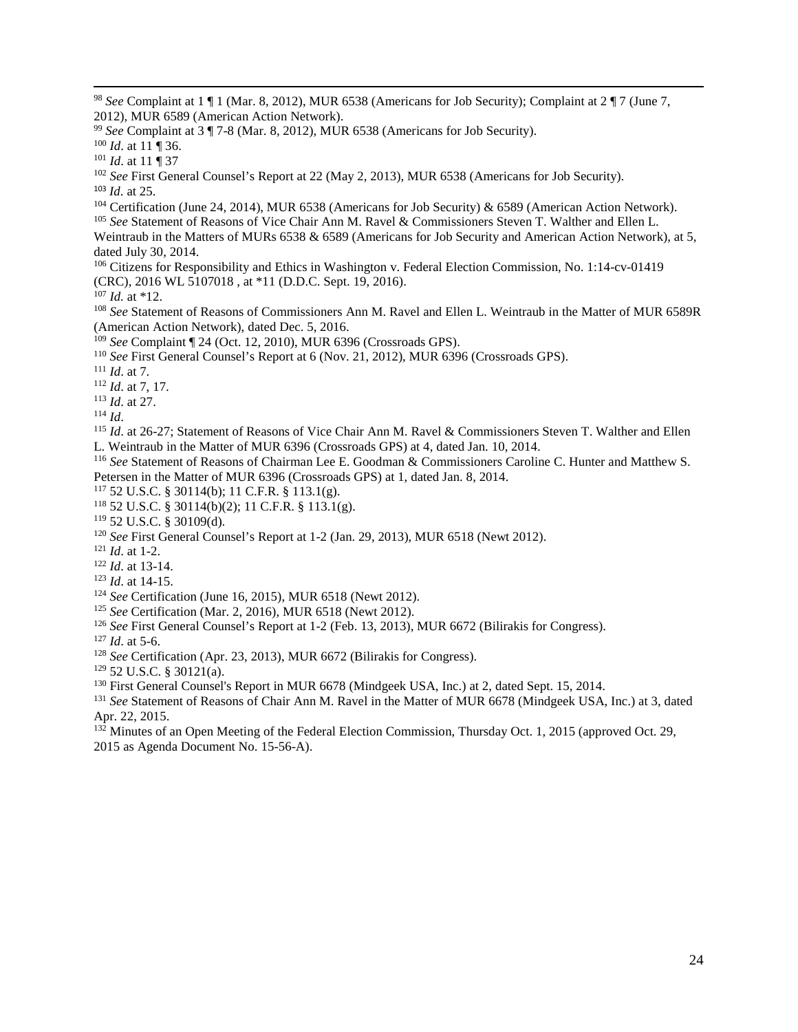[98] *See* Complaint at 1 ¶ 1 (Mar. 8, 2012), MUR 6538 (Americans for Job Security); Complaint at 2 ¶ 7 (June 7, 2012), MUR 6589 (American Action Network).

[99] *See* Complaint at 3 ¶ 7-8 (Mar. 8, 2012), MUR 6538 (Americans for Job Security).

[100] *Id*. at 11 ¶ 36.

[101] *Id*. at 11 ¶ 37

[102] *See* First General Counsel's Report at 22 (May 2, 2013), MUR 6538 (Americans for Job Security).

[103] *Id*. at 25.

[104] Certification (June 24, 2014), MUR 6538 (Americans for Job Security) & 6589 (American Action Network).

[105] *See* Statement of Reasons of Vice Chair Ann M. Ravel & Commissioners Steven T. Walther and Ellen L. Weintraub in the Matters of MURs 6538 & 6589 (Americans for Job Security and American Action Network), at 5, dated July 30, 2014.

[106] Citizens for Responsibility and Ethics in Washington v. Federal Election Commission, No. 1:14-cv-01419 (CRC), 2016 WL 5107018 , at *11 (D.D.C. Sept. 19, 2016).

[107] *Id.* at *12.

[108] *See* Statement of Reasons of Commissioners Ann M. Ravel and Ellen L. Weintraub in the Matter of MUR 6589R (American Action Network), dated Dec. 5, 2016.

[109] *See* Complaint ¶ 24 (Oct. 12, 2010), MUR 6396 (Crossroads GPS).

[110] *See* First General Counsel's Report at 6 (Nov. 21, 2012), MUR 6396 (Crossroads GPS).

[111] *Id*. at 7.

[112] *Id*. at 7, 17.

[113] *Id*. at 27.

[114] *Id*.

[115] *Id*. at 26-27; Statement of Reasons of Vice Chair Ann M. Ravel & Commissioners Steven T. Walther and Ellen L. Weintraub in the Matter of MUR 6396 (Crossroads GPS) at 4, dated Jan. 10, 2014.

[116] *See* Statement of Reasons of Chairman Lee E. Goodman & Commissioners Caroline C. Hunter and Matthew S. Petersen in the Matter of MUR 6396 (Crossroads GPS) at 1, dated Jan. 8, 2014.

[117] 52 U.S.C. § 30114(b); 11 C.F.R. § 113.1(g).

[118] 52 U.S.C. § 30114(b)(2); 11 C.F.R. § 113.1(g).

[119] 52 U.S.C. § 30109(d).

[120] *See* First General Counsel's Report at 1-2 (Jan. 29, 2013), MUR 6518 (Newt 2012).

[121] *Id*. at 1-2.

[122] *Id*. at 13-14.

[123] *Id*. at 14-15.

[124] *See* Certification (June 16, 2015), MUR 6518 (Newt 2012).

[125] *See* Certification (Mar. 2, 2016), MUR 6518 (Newt 2012).

[126] *See* First General Counsel's Report at 1-2 (Feb. 13, 2013), MUR 6672 (Bilirakis for Congress).

[127] *Id*. at 5-6.

[128] *See* Certification (Apr. 23, 2013), MUR 6672 (Bilirakis for Congress).

[129] 52 U.S.C. § 30121(a).

[130] First General Counsel's Report in MUR 6678 (Mindgeek USA, Inc.) at 2, dated Sept. 15, 2014.

[131] *See* Statement of Reasons of Chair Ann M. Ravel in the Matter of MUR 6678 (Mindgeek USA, Inc.) at 3, dated Apr. 22, 2015.

[132] Minutes of an Open Meeting of the Federal Election Commission, Thursday Oct. 1, 2015 (approved Oct. 29, 2015 as Agenda Document No. 15-56-A).